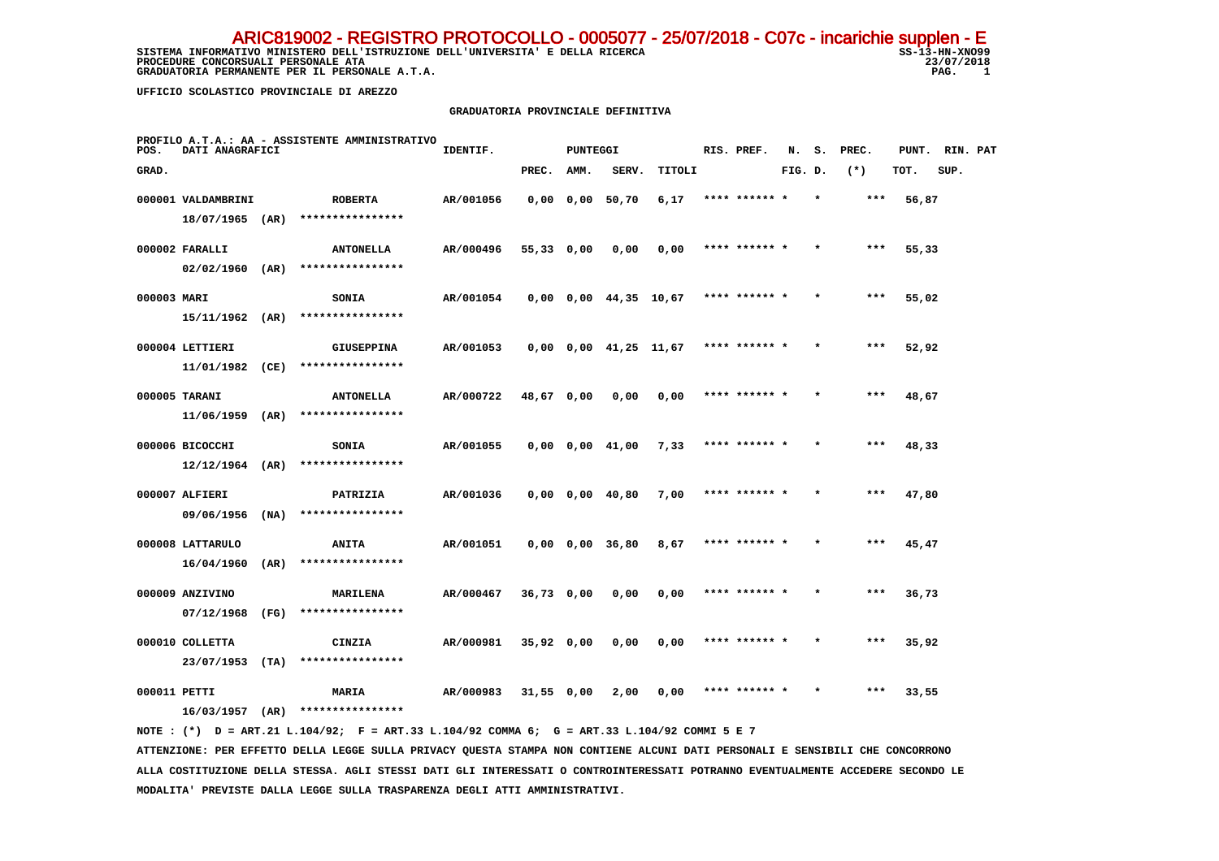**ARIC819002 - REGISTRO PROTOCOLLO - 0005077 - 25/07/2018 - C07c - incarichie supplen - E**

SISTEMA INFORMATIVO MINISTERO DELL'ISTRUZIONE DELL'UNIVERSITA' E DELLA RICERCA
PROCEDURE CONCORSUALI PERSONALE ATA
GRADUATORIA PERMANENTE PER IL PERSONALE A.T.A.

SS-13-HN-XNO99
23/07/2018

UFFICIO SCOLASTICO PROVINCIALE DI AREZZO

## GRADUATORIA PROVINCIALE DEFINITIVA

PROFILO A.T.A.: AA - ASSISTENTE AMMINISTRATIVO

| POS. GRAD. | DATI ANAGRAFICI | | IDENTIF. | PUNTEGGI PREC. | AMM. | SERV. | TITOLI | RIS. PREF. | N. S. FIG. D. | PREC. (*) | PUNT. TOT. | RIN. PAT SUP. |
|---|---|---|---|---|---|---|---|---|---|---|---|---|
| 000001 | VALDAMBRINI 18/07/1965 (AR) | ROBERTA **************** | AR/001056 | 0,00 | 0,00 | 50,70 | 6,17 | **** ****** * | * | *** | 56,87 | |
| 000002 | FARALLI 02/02/1960 (AR) | ANTONELLA **************** | AR/000496 | 55,33 | 0,00 | 0,00 | 0,00 | **** ****** * | * | *** | 55,33 | |
| 000003 | MARI 15/11/1962 (AR) | SONIA **************** | AR/001054 | 0,00 | 0,00 | 44,35 | 10,67 | **** ****** * | * | *** | 55,02 | |
| 000004 | LETTIERI 11/01/1982 (CE) | GIUSEPPINA **************** | AR/001053 | 0,00 | 0,00 | 41,25 | 11,67 | **** ****** * | * | *** | 52,92 | |
| 000005 | TARANI 11/06/1959 (AR) | ANTONELLA **************** | AR/000722 | 48,67 | 0,00 | 0,00 | 0,00 | **** ****** * | * | *** | 48,67 | |
| 000006 | BICOCCHI 12/12/1964 (AR) | SONIA **************** | AR/001055 | 0,00 | 0,00 | 41,00 | 7,33 | **** ****** * | * | *** | 48,33 | |
| 000007 | ALFIERI 09/06/1956 (NA) | PATRIZIA **************** | AR/001036 | 0,00 | 0,00 | 40,80 | 7,00 | **** ****** * | * | *** | 47,80 | |
| 000008 | LATTARULO 16/04/1960 (AR) | ANITA **************** | AR/001051 | 0,00 | 0,00 | 36,80 | 8,67 | **** ****** * | * | *** | 45,47 | |
| 000009 | ANZIVINO 07/12/1968 (FG) | MARILENA **************** | AR/000467 | 36,73 | 0,00 | 0,00 | 0,00 | **** ****** * | * | *** | 36,73 | |
| 000010 | COLLETTA 23/07/1953 (TA) | CINZIA **************** | AR/000981 | 35,92 | 0,00 | 0,00 | 0,00 | **** ****** * | * | *** | 35,92 | |
| 000011 | PETTI 16/03/1957 (AR) | MARIA **************** | AR/000983 | 31,55 | 0,00 | 2,00 | 0,00 | **** ****** * | * | *** | 33,55 | |

NOTE : (*) D = ART.21 L.104/92; F = ART.33 L.104/92 COMMA 6; G = ART.33 L.104/92 COMMI 5 E 7

ATTENZIONE: PER EFFETTO DELLA LEGGE SULLA PRIVACY QUESTA STAMPA NON CONTIENE ALCUNI DATI PERSONALI E SENSIBILI CHE CONCORRONO ALLA COSTITUZIONE DELLA STESSA. AGLI STESSI DATI GLI INTERESSATI O CONTROINTERESSATI POTRANNO EVENTUALMENTE ACCEDERE SECONDO LE MODALITA' PREVISTE DALLA LEGGE SULLA TRASPARENZA DEGLI ATTI AMMINISTRATIVI.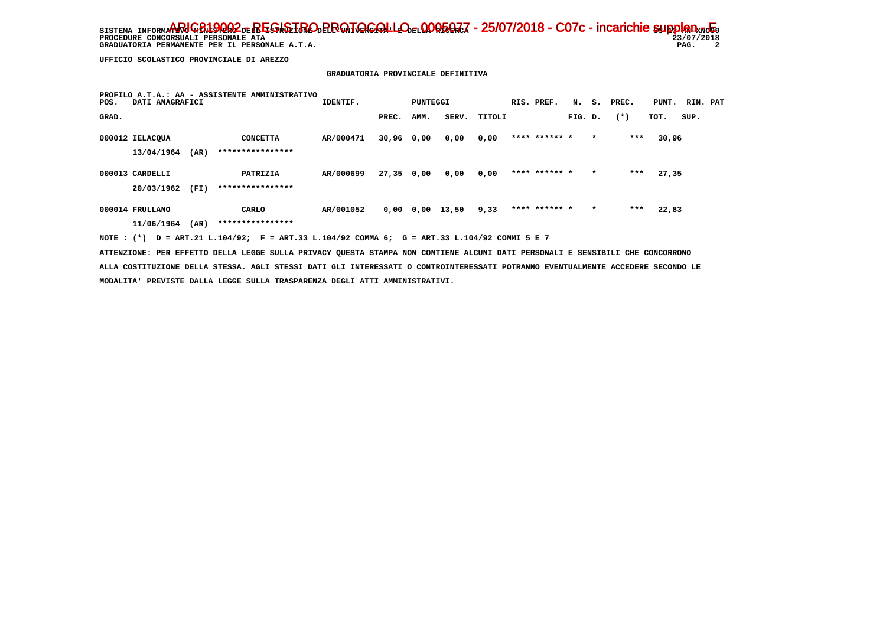UFFICIO SCOLASTICO PROVINCIALE DI AREZZO

## GRADUATORIA PROVINCIALE DEFINITIVA

PROFILO A.T.A.: AA - ASSISTENTE AMMINISTRATIVO

| POS. GRAD. | DATI ANAGRAFICI | | IDENTIF. | PUNTEGGI PREC. | AMM. | SERV. | TITOLI | RIS. PREF. | N. FIG. | S. D. | PREC. (*) | PUNT. TOT. | RIN. SUP. | PAT |
|---|---|---|---|---|---|---|---|---|---|---|---|---|---|---|
| 000012 | IELACQUA 13/04/1964 (AR) | CONCETTA **************** | AR/000471 | 30,96 | 0,00 | 0,00 | 0,00 | **** ****** | * | * | *** | 30,96 | | |
| 000013 | CARDELLI 20/03/1962 (FI) | PATRIZIA **************** | AR/000699 | 27,35 | 0,00 | 0,00 | 0,00 | **** ****** | * | * | *** | 27,35 | | |
| 000014 | FRULLANO 11/06/1964 (AR) | CARLO **************** | AR/001052 | 0,00 | 0,00 | 13,50 | 9,33 | **** ****** | * | * | *** | 22,83 | | |

NOTE : (*) D = ART.21 L.104/92; F = ART.33 L.104/92 COMMA 6; G = ART.33 L.104/92 COMMI 5 E 7

ATTENZIONE: PER EFFETTO DELLA LEGGE SULLA PRIVACY QUESTA STAMPA NON CONTIENE ALCUNI DATI PERSONALI E SENSIBILI CHE CONCORRONO ALLA COSTITUZIONE DELLA STESSA. AGLI STESSI DATI GLI INTERESSATI O CONTROINTERESSATI POTRANNO EVENTUALMENTE ACCEDERE SECONDO LE MODALITA' PREVISTE DALLA LEGGE SULLA TRASPARENZA DEGLI ATTI AMMINISTRATIVI.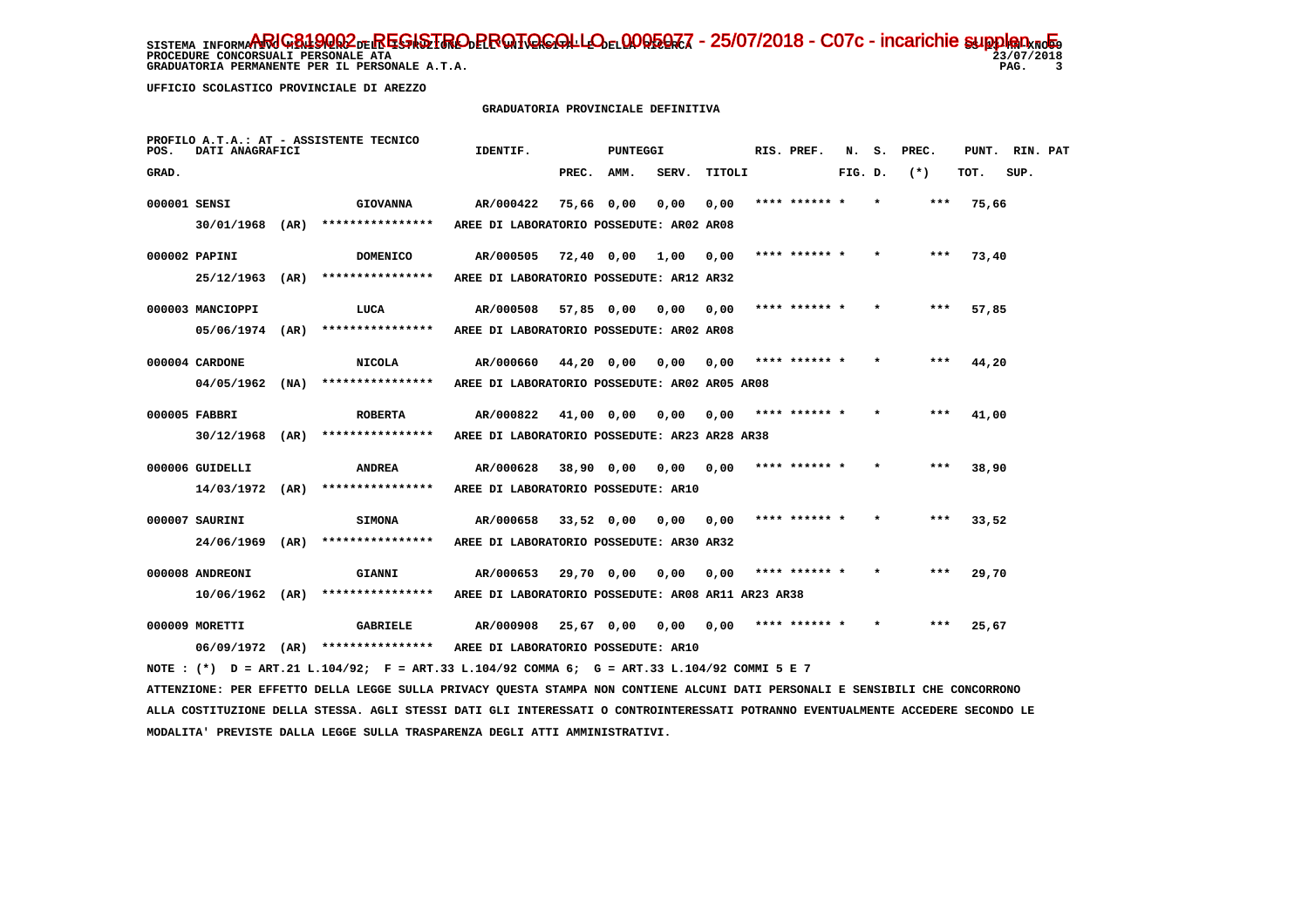SISTEMA INFORMATIVO MINISTERO DELL'ISTRUZIONE DELL'UNIVERSITA' E DELLA RICERCA
PROCEDURE CONCORSUALI PERSONALE ATA
GRADUATORIA PERMANENTE PER IL PERSONALE A.T.A.

ARIC819002 - REGISTRO PROTOCOLLO - 0005077 - 25/07/2018 - C07c - incarichie supplen - E

UFFICIO SCOLASTICO PROVINCIALE DI AREZZO

GRADUATORIA PROVINCIALE DEFINITIVA

PROFILO A.T.A.: AT - ASSISTENTE TECNICO

| POS. GRAD. | DATI ANAGRAFICI | | IDENTIF. | PUNTEGGI PREC. | AMM. | SERV. | TITOLI | RIS. PREF. | N. FIG. | S. D. | PREC. (*) | PUNT. TOT. | RIN. SUP. | PAT |
|---|---|---|---|---|---|---|---|---|---|---|---|---|---|---|
| 000001 | SENSI | GIOVANNA | AR/000422 | 75,66 | 0,00 | 0,00 | 0,00 | **** ****** * | | * | *** | 75,66 | | |
| | 30/01/1968 (AR) | **************** | AREE DI LABORATORIO POSSEDUTE: AR02 AR08 | | | | | | | | | | | |
| 000002 | PAPINI | DOMENICO | AR/000505 | 72,40 | 0,00 | 1,00 | 0,00 | **** ****** * | | * | *** | 73,40 | | |
| | 25/12/1963 (AR) | **************** | AREE DI LABORATORIO POSSEDUTE: AR12 AR32 | | | | | | | | | | | |
| 000003 | MANCIOPPI | LUCA | AR/000508 | 57,85 | 0,00 | 0,00 | 0,00 | **** ****** * | | * | *** | 57,85 | | |
| | 05/06/1974 (AR) | **************** | AREE DI LABORATORIO POSSEDUTE: AR02 AR08 | | | | | | | | | | | |
| 000004 | CARDONE | NICOLA | AR/000660 | 44,20 | 0,00 | 0,00 | 0,00 | **** ****** * | | * | *** | 44,20 | | |
| | 04/05/1962 (NA) | **************** | AREE DI LABORATORIO POSSEDUTE: AR02 AR05 AR08 | | | | | | | | | | | |
| 000005 | FABBRI | ROBERTA | AR/000822 | 41,00 | 0,00 | 0,00 | 0,00 | **** ****** * | | * | *** | 41,00 | | |
| | 30/12/1968 (AR) | **************** | AREE DI LABORATORIO POSSEDUTE: AR23 AR28 AR38 | | | | | | | | | | | |
| 000006 | GUIDELLI | ANDREA | AR/000628 | 38,90 | 0,00 | 0,00 | 0,00 | **** ****** * | | * | *** | 38,90 | | |
| | 14/03/1972 (AR) | **************** | AREE DI LABORATORIO POSSEDUTE: AR10 | | | | | | | | | | | |
| 000007 | SAURINI | SIMONA | AR/000658 | 33,52 | 0,00 | 0,00 | 0,00 | **** ****** * | | * | *** | 33,52 | | |
| | 24/06/1969 (AR) | **************** | AREE DI LABORATORIO POSSEDUTE: AR30 AR32 | | | | | | | | | | | |
| 000008 | ANDREONI | GIANNI | AR/000653 | 29,70 | 0,00 | 0,00 | 0,00 | **** ****** * | | * | *** | 29,70 | | |
| | 10/06/1962 (AR) | **************** | AREE DI LABORATORIO POSSEDUTE: AR08 AR11 AR23 AR38 | | | | | | | | | | | |
| 000009 | MORETTI | GABRIELE | AR/000908 | 25,67 | 0,00 | 0,00 | 0,00 | **** ****** * | | * | *** | 25,67 | | |
| | 06/09/1972 (AR) | **************** | AREE DI LABORATORIO POSSEDUTE: AR10 | | | | | | | | | | | |

NOTE : (*) D = ART.21 L.104/92; F = ART.33 L.104/92 COMMA 6; G = ART.33 L.104/92 COMMI 5 E 7

ATTENZIONE: PER EFFETTO DELLA LEGGE SULLA PRIVACY QUESTA STAMPA NON CONTIENE ALCUNI DATI PERSONALI E SENSIBILI CHE CONCORRONO ALLA COSTITUZIONE DELLA STESSA. AGLI STESSI DATI GLI INTERESSATI O CONTROINTERESSATI POTRANNO EVENTUALMENTE ACCEDERE SECONDO LE MODALITA' PREVISTE DALLA LEGGE SULLA TRASPARENZA DEGLI ATTI AMMINISTRATIVI.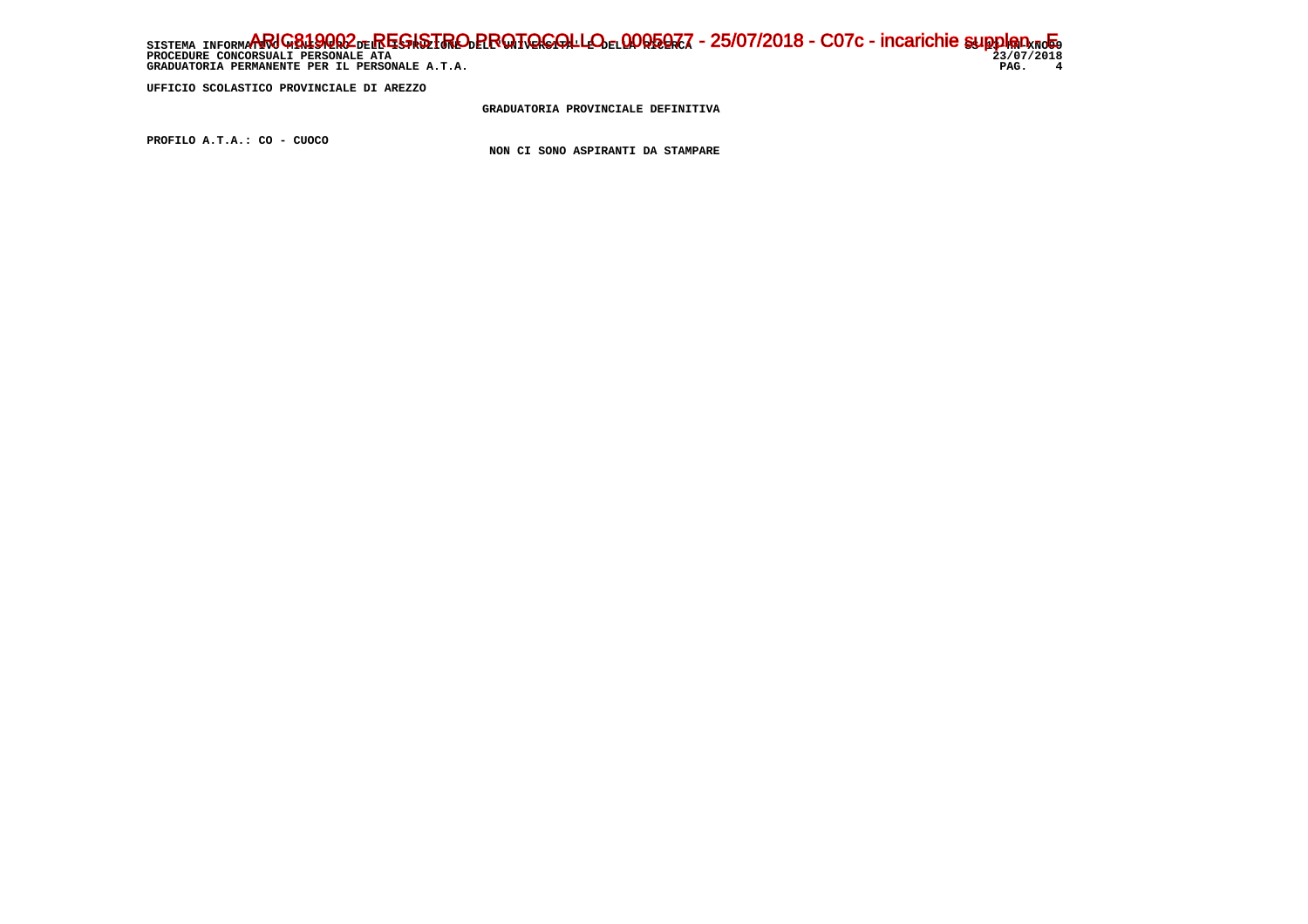UFFICIO SCOLASTICO PROVINCIALE DI AREZZO

GRADUATORIA PROVINCIALE DEFINITIVA

PROFILO A.T.A.: CO - CUOCO

NON CI SONO ASPIRANTI DA STAMPARE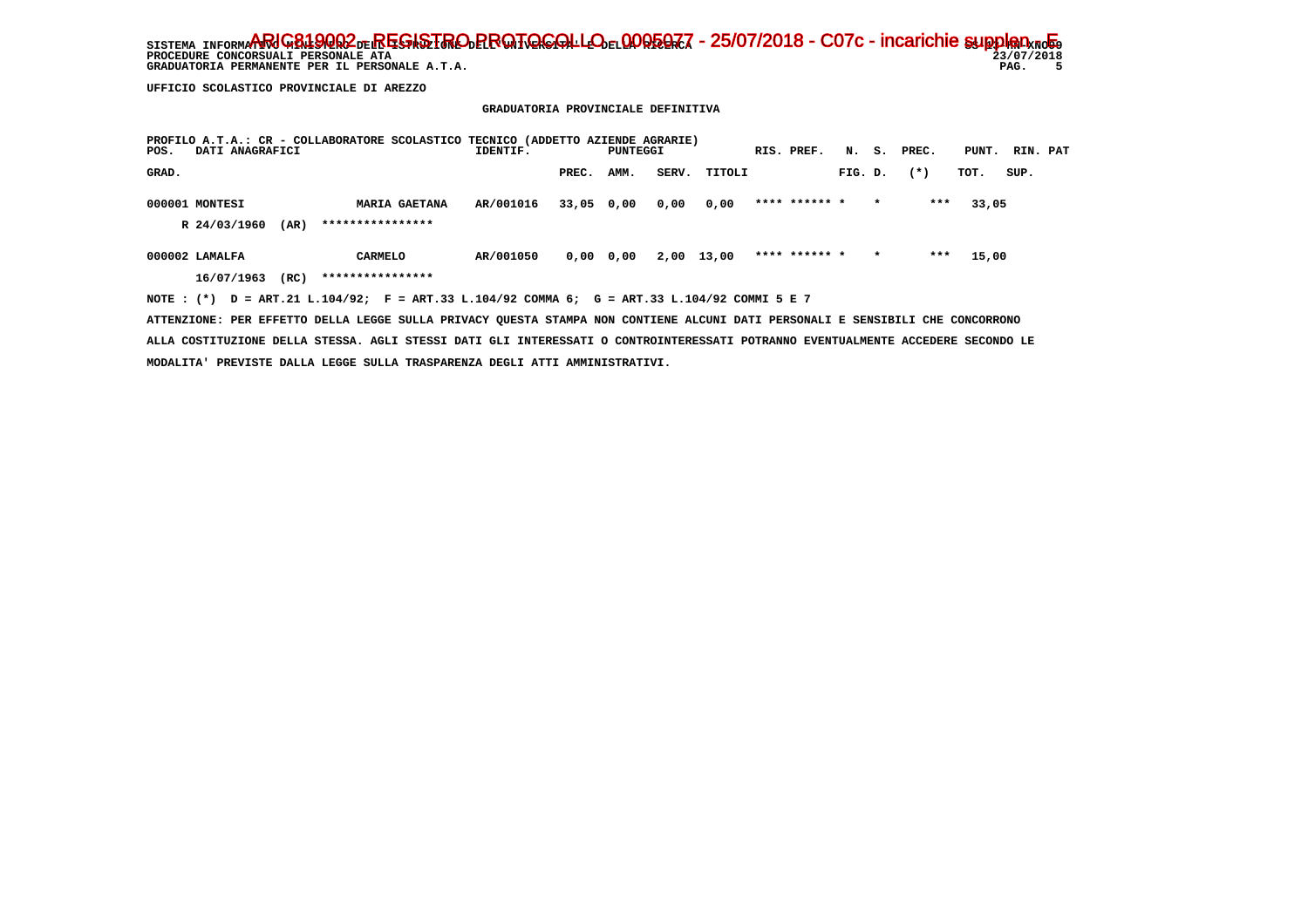SISTEMA INFORMATIVO MINISTERO DELL'ISTRUZIONE DELL'UNIVERSITA' E DELLA RICERCA
ARIC819002 - REGISTRO PROTOCOLLO - 0005077 - 25/07/2018 - C07c - incarichie supplen. - E
PROCEDURE CONCORSUALI PERSONALE ATA
GRADUATORIA PERMANENTE PER IL PERSONALE A.T.A.

UFFICIO SCOLASTICO PROVINCIALE DI AREZZO

GRADUATORIA PROVINCIALE DEFINITIVA

PROFILO A.T.A.: CR - COLLABORATORE SCOLASTICO TECNICO (ADDETTO AZIENDE AGRARIE)

| POS. GRAD. | DATI ANAGRAFICI | | IDENTIF. | PUNTEGGI PREC. | AMM. | SERV. | TITOLI | RIS. PREF. | N. FIG. | S. D. | PREC. (*) | PUNT. TOT. | RIN. SUP. | PAT |
|---|---|---|---|---|---|---|---|---|---|---|---|---|---|---|
| 000001 | MONTESI | MARIA GAETANA | AR/001016 | 33,05 | 0,00 | 0,00 | 0,00 | **** ****** | * | * | *** | 33,05 | | |
| | R 24/03/1960 (AR) | **************** | | | | | | | | | | | | |
| 000002 | LAMALFA | CARMELO | AR/001050 | 0,00 | 0,00 | 2,00 | 13,00 | **** ****** | * | * | *** | 15,00 | | |
| | 16/07/1963 (RC) | **************** | | | | | | | | | | | | |

NOTE : (*) D = ART.21 L.104/92; F = ART.33 L.104/92 COMMA 6; G = ART.33 L.104/92 COMMI 5 E 7

ATTENZIONE: PER EFFETTO DELLA LEGGE SULLA PRIVACY QUESTA STAMPA NON CONTIENE ALCUNI DATI PERSONALI E SENSIBILI CHE CONCORRONO ALLA COSTITUZIONE DELLA STESSA. AGLI STESSI DATI GLI INTERESSATI O CONTROINTERESSATI POTRANNO EVENTUALMENTE ACCEDERE SECONDO LE MODALITA' PREVISTE DALLA LEGGE SULLA TRASPARENZA DEGLI ATTI AMMINISTRATIVI.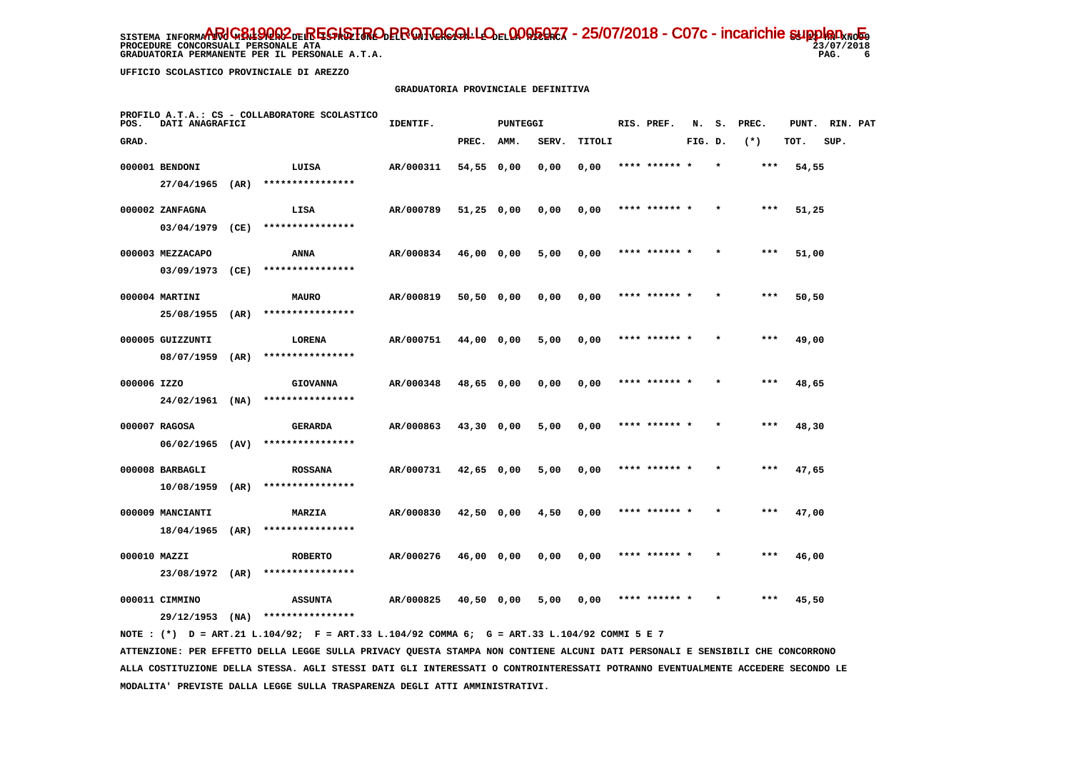SISTEMA INFORMATIVO MINISTERO DELL'ISTRUZIONE DELL'UNIVERSITA' E DELLA RICERCA
PROCEDURE CONCORSUALI PERSONALE ATA
GRADUATORIA PERMANENTE PER IL PERSONALE A.T.A.

ARIC819002 - REGISTRO PROTOCOLLO - 0005077 - 25/07/2018 - C07c - incarichie supplen. - E

UFFICIO SCOLASTICO PROVINCIALE DI AREZZO

GRADUATORIA PROVINCIALE DEFINITIVA

PROFILO A.T.A.: CS - COLLABORATORE SCOLASTICO

| POS. GRAD. | DATI ANAGRAFICI | | IDENTIF. | PUNTEGGI PREC. | AMM. | SERV. | TITOLI | RIS. PREF. | N. FIG. | S. D. | PREC. (*) | PUNT. TOT. | RIN. SUP. | PAT |
|---|---|---|---|---|---|---|---|---|---|---|---|---|---|---|
| 000001 | BENDONI 27/04/1965 (AR) | LUISA **************** | AR/000311 | 54,55 | 0,00 | 0,00 | 0,00 | **** ****** | * | * | *** | 54,55 | | |
| 000002 | ZANFAGNA 03/04/1979 (CE) | LISA **************** | AR/000789 | 51,25 | 0,00 | 0,00 | 0,00 | **** ****** | * | * | *** | 51,25 | | |
| 000003 | MEZZACAPO 03/09/1973 (CE) | ANNA **************** | AR/000834 | 46,00 | 0,00 | 5,00 | 0,00 | **** ****** | * | * | *** | 51,00 | | |
| 000004 | MARTINI 25/08/1955 (AR) | MAURO **************** | AR/000819 | 50,50 | 0,00 | 0,00 | 0,00 | **** ****** | * | * | *** | 50,50 | | |
| 000005 | GUIZZUNTI 08/07/1959 (AR) | LORENA **************** | AR/000751 | 44,00 | 0,00 | 5,00 | 0,00 | **** ****** | * | * | *** | 49,00 | | |
| 000006 | IZZO 24/02/1961 (NA) | GIOVANNA **************** | AR/000348 | 48,65 | 0,00 | 0,00 | 0,00 | **** ****** | * | * | *** | 48,65 | | |
| 000007 | RAGOSA 06/02/1965 (AV) | GERARDA **************** | AR/000863 | 43,30 | 0,00 | 5,00 | 0,00 | **** ****** | * | * | *** | 48,30 | | |
| 000008 | BARBAGLI 10/08/1959 (AR) | ROSSANA **************** | AR/000731 | 42,65 | 0,00 | 5,00 | 0,00 | **** ****** | * | * | *** | 47,65 | | |
| 000009 | MANCIANTI 18/04/1965 (AR) | MARZIA **************** | AR/000830 | 42,50 | 0,00 | 4,50 | 0,00 | **** ****** | * | * | *** | 47,00 | | |
| 000010 | MAZZI 23/08/1972 (AR) | ROBERTO **************** | AR/000276 | 46,00 | 0,00 | 0,00 | 0,00 | **** ****** | * | * | *** | 46,00 | | |
| 000011 | CIMMINO 29/12/1953 (NA) | ASSUNTA **************** | AR/000825 | 40,50 | 0,00 | 5,00 | 0,00 | **** ****** | * | * | *** | 45,50 | | |

NOTE : (*) D = ART.21 L.104/92; F = ART.33 L.104/92 COMMA 6; G = ART.33 L.104/92 COMMI 5 E 7

ATTENZIONE: PER EFFETTO DELLA LEGGE SULLA PRIVACY QUESTA STAMPA NON CONTIENE ALCUNI DATI PERSONALI E SENSIBILI CHE CONCORRONO ALLA COSTITUZIONE DELLA STESSA. AGLI STESSI DATI GLI INTERESSATI O CONTROINTERESSATI POTRANNO EVENTUALMENTE ACCEDERE SECONDO LE MODALITA' PREVISTE DALLA LEGGE SULLA TRASPARENZA DEGLI ATTI AMMINISTRATIVI.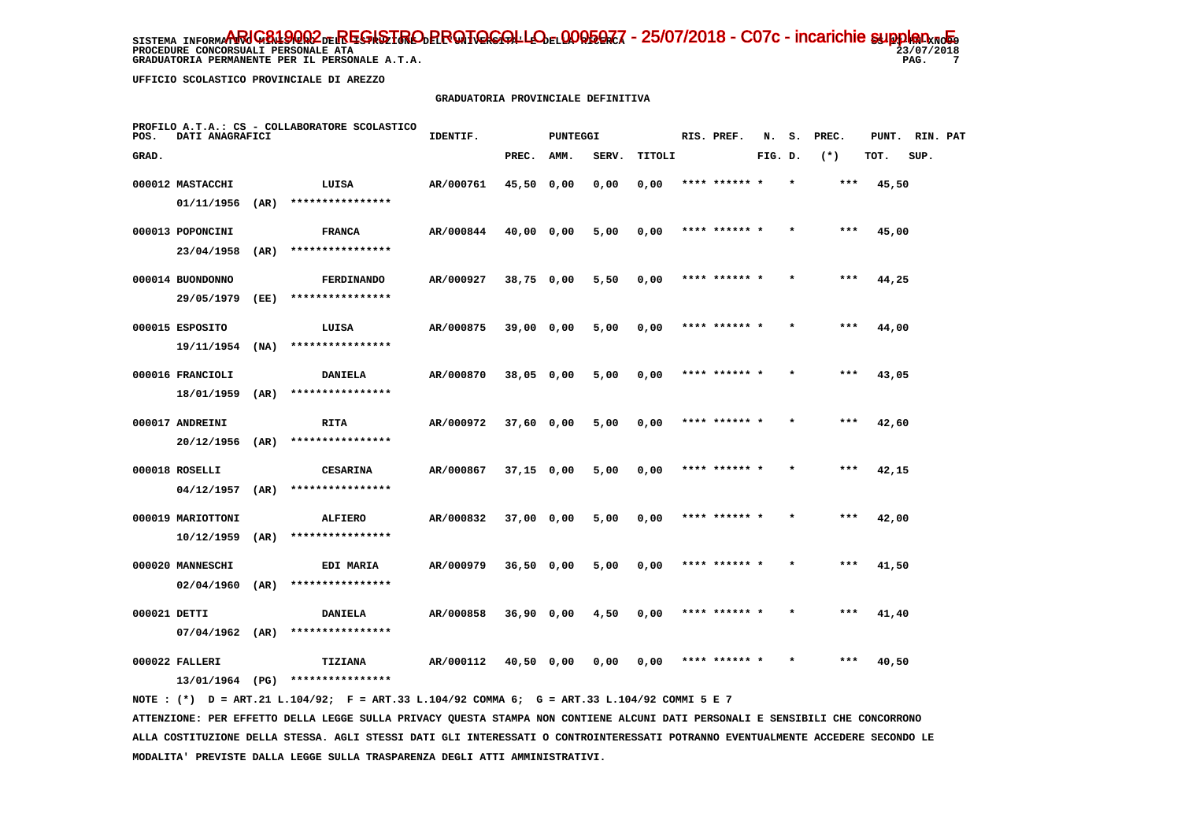SISTEMA INFORMATIVO MINISTERO DELL'ISTRUZIONE DELL'UNIVERSITA' E DELLA RICERCA
PROCEDURE CONCORSUALI PERSONALE ATA
GRADUATORIA PERMANENTE PER IL PERSONALE A.T.A.

ARIC819002 - REGISTRO PROTOCOLLO - 0005077 - 25/07/2018 - C07c - incarichie supplen. - E

UFFICIO SCOLASTICO PROVINCIALE DI AREZZO

GRADUATORIA PROVINCIALE DEFINITIVA

PROFILO A.T.A.: CS - COLLABORATORE SCOLASTICO

| POS. GRAD. | DATI ANAGRAFICI | | IDENTIF. | PUNTEGGI PREC. | AMM. | SERV. | TITOLI | RIS. PREF. | N. FIG. | S. D. | PREC. (*) | PUNT. TOT. | RIN. SUP. | PAT |
|---|---|---|---|---|---|---|---|---|---|---|---|---|---|---|
| 000012 | MASTACCHI 01/11/1956 (AR) | LUISA **************** | AR/000761 | 45,50 | 0,00 | 0,00 | 0,00 | **** ****** | * | * | *** | 45,50 | | |
| 000013 | POPONCINI 23/04/1958 (AR) | FRANCA **************** | AR/000844 | 40,00 | 0,00 | 5,00 | 0,00 | **** ****** | * | * | *** | 45,00 | | |
| 000014 | BUONDONNO 29/05/1979 (EE) | FERDINANDO **************** | AR/000927 | 38,75 | 0,00 | 5,50 | 0,00 | **** ****** | * | * | *** | 44,25 | | |
| 000015 | ESPOSITO 19/11/1954 (NA) | LUISA **************** | AR/000875 | 39,00 | 0,00 | 5,00 | 0,00 | **** ****** | * | * | *** | 44,00 | | |
| 000016 | FRANCIOLI 18/01/1959 (AR) | DANIELA **************** | AR/000870 | 38,05 | 0,00 | 5,00 | 0,00 | **** ****** | * | * | *** | 43,05 | | |
| 000017 | ANDREINI 20/12/1956 (AR) | RITA **************** | AR/000972 | 37,60 | 0,00 | 5,00 | 0,00 | **** ****** | * | * | *** | 42,60 | | |
| 000018 | ROSELLI 04/12/1957 (AR) | CESARINA **************** | AR/000867 | 37,15 | 0,00 | 5,00 | 0,00 | **** ****** | * | * | *** | 42,15 | | |
| 000019 | MARIOTTONI 10/12/1959 (AR) | ALFIERO **************** | AR/000832 | 37,00 | 0,00 | 5,00 | 0,00 | **** ****** | * | * | *** | 42,00 | | |
| 000020 | MANNESCHI 02/04/1960 (AR) | EDI MARIA **************** | AR/000979 | 36,50 | 0,00 | 5,00 | 0,00 | **** ****** | * | * | *** | 41,50 | | |
| 000021 | DETTI 07/04/1962 (AR) | DANIELA **************** | AR/000858 | 36,90 | 0,00 | 4,50 | 0,00 | **** ****** | * | * | *** | 41,40 | | |
| 000022 | FALLERI 13/01/1964 (PG) | TIZIANA **************** | AR/000112 | 40,50 | 0,00 | 0,00 | 0,00 | **** ****** | * | * | *** | 40,50 | | |

NOTE : (*) D = ART.21 L.104/92; F = ART.33 L.104/92 COMMA 6; G = ART.33 L.104/92 COMMI 5 E 7

ATTENZIONE: PER EFFETTO DELLA LEGGE SULLA PRIVACY QUESTA STAMPA NON CONTIENE ALCUNI DATI PERSONALI E SENSIBILI CHE CONCORRONO ALLA COSTITUZIONE DELLA STESSA. AGLI STESSI DATI GLI INTERESSATI O CONTROINTERESSATI POTRANNO EVENTUALMENTE ACCEDERE SECONDO LE MODALITA' PREVISTE DALLA LEGGE SULLA TRASPARENZA DEGLI ATTI AMMINISTRATIVI.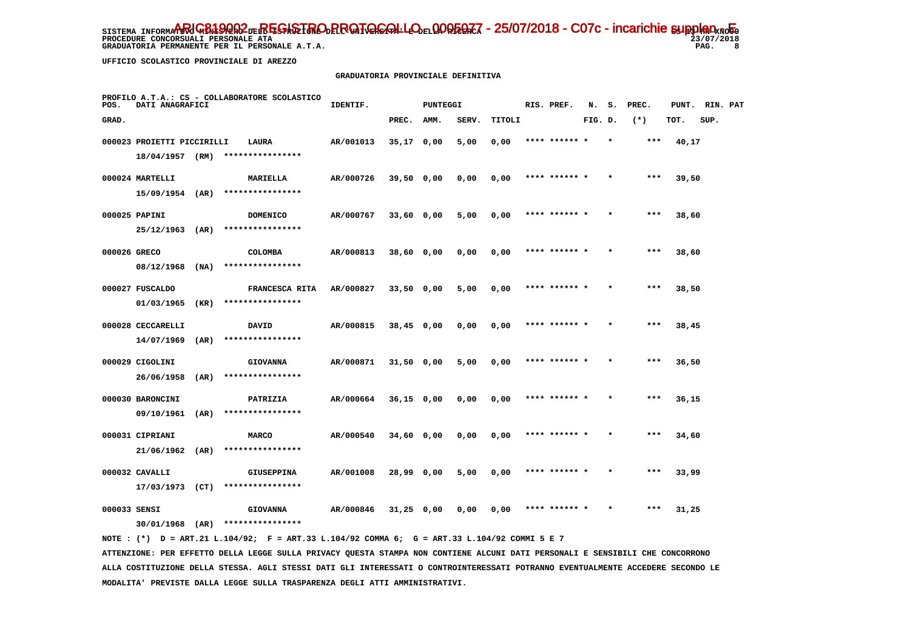SISTEMA INFORMATIVO MINISTERO DELL'ISTRUZIONE DELL'UNIVERSITA' E DELLA RICERCA
PROCEDURE CONCORSUALI PERSONALE ATA
GRADUATORIA PERMANENTE PER IL PERSONALE A.T.A.

ARIC819002 - REGISTRO PROTOCOLLO - 0005077 - 25/07/2018 - C07c - incarichie supplen - E

23/07/2018

UFFICIO SCOLASTICO PROVINCIALE DI AREZZO

GRADUATORIA PROVINCIALE DEFINITIVA

PROFILO A.T.A.: CS - COLLABORATORE SCOLASTICO

| POS. GRAD. | DATI ANAGRAFICI | | IDENTIF. | PUNTEGGI PREC. | AMM. | SERV. | TITOLI | RIS. PREF. | N. FIG. | S. D. | PREC. (*) | PUNT. TOT. | RIN. SUP. | PAT |
|---|---|---|---|---|---|---|---|---|---|---|---|---|---|---|
| 000023 | PROIETTI PICCIRILLI 18/04/1957 (RM) | LAURA **************** | AR/001013 | 35,17 | 0,00 | 5,00 | 0,00 | **** ****** | * | * | *** | 40,17 | | |
| 000024 | MARTELLI 15/09/1954 (AR) | MARIELLA **************** | AR/000726 | 39,50 | 0,00 | 0,00 | 0,00 | **** ****** | * | * | *** | 39,50 | | |
| 000025 | PAPINI 25/12/1963 (AR) | DOMENICO **************** | AR/000767 | 33,60 | 0,00 | 5,00 | 0,00 | **** ****** | * | * | *** | 38,60 | | |
| 000026 | GRECO 08/12/1968 (NA) | COLOMBA **************** | AR/000813 | 38,60 | 0,00 | 0,00 | 0,00 | **** ****** | * | * | *** | 38,60 | | |
| 000027 | FUSCALDO 01/03/1965 (KR) | FRANCESCA RITA **************** | AR/000827 | 33,50 | 0,00 | 5,00 | 0,00 | **** ****** | * | * | *** | 38,50 | | |
| 000028 | CECCARELLI 14/07/1969 (AR) | DAVID **************** | AR/000815 | 38,45 | 0,00 | 0,00 | 0,00 | **** ****** | * | * | *** | 38,45 | | |
| 000029 | CIGOLINI 26/06/1958 (AR) | GIOVANNA **************** | AR/000871 | 31,50 | 0,00 | 5,00 | 0,00 | **** ****** | * | * | *** | 36,50 | | |
| 000030 | BARONCINI 09/10/1961 (AR) | PATRIZIA **************** | AR/000664 | 36,15 | 0,00 | 0,00 | 0,00 | **** ****** | * | * | *** | 36,15 | | |
| 000031 | CIPRIANI 21/06/1962 (AR) | MARCO **************** | AR/000540 | 34,60 | 0,00 | 0,00 | 0,00 | **** ****** | * | * | *** | 34,60 | | |
| 000032 | CAVALLI 17/03/1973 (CT) | GIUSEPPINA **************** | AR/001008 | 28,99 | 0,00 | 5,00 | 0,00 | **** ****** | * | * | *** | 33,99 | | |
| 000033 | SENSI 30/01/1968 (AR) | GIOVANNA **************** | AR/000846 | 31,25 | 0,00 | 0,00 | 0,00 | **** ****** | * | * | *** | 31,25 | | |

NOTE : (*) D = ART.21 L.104/92; F = ART.33 L.104/92 COMMA 6; G = ART.33 L.104/92 COMMI 5 E 7

ATTENZIONE: PER EFFETTO DELLA LEGGE SULLA PRIVACY QUESTA STAMPA NON CONTIENE ALCUNI DATI PERSONALI E SENSIBILI CHE CONCORRONO ALLA COSTITUZIONE DELLA STESSA. AGLI STESSI DATI GLI INTERESSATI O CONTROINTERESSATI POTRANNO EVENTUALMENTE ACCEDERE SECONDO LE MODALITA' PREVISTE DALLA LEGGE SULLA TRASPARENZA DEGLI ATTI AMMINISTRATIVI.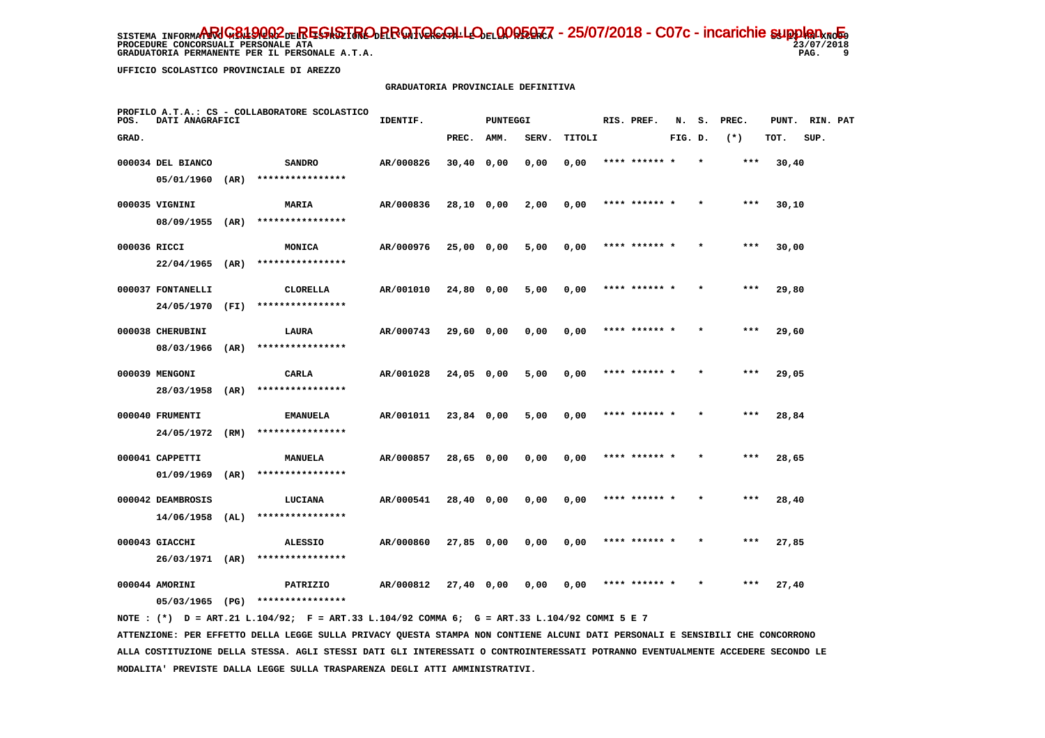SISTEMA INFORMATIVO MINISTERO DELL'ISTRUZIONE DELL'UNIVERSITA' E DELLA RICERCA
PROCEDURE CONCORSUALI PERSONALE ATA
GRADUATORIA PERMANENTE PER IL PERSONALE A.T.A.

ARIC819002 - REGISTRO PROTOCOLLO - 0005077 - 25/07/2018 - C07c - incarichie supplen. - E

UFFICIO SCOLASTICO PROVINCIALE DI AREZZO

GRADUATORIA PROVINCIALE DEFINITIVA

PROFILO A.T.A.: CS - COLLABORATORE SCOLASTICO

| POS. GRAD. | DATI ANAGRAFICI | | IDENTIF. | PUNTEGGI PREC. | AMM. | SERV. | TITOLI | RIS. PREF. | N. FIG. | S. D. | PREC. (*) | PUNT. TOT. | RIN. SUP. | PAT |
|---|---|---|---|---|---|---|---|---|---|---|---|---|---|---|
| 000034 | DEL BIANCO 05/01/1960 (AR) | SANDRO **************** | AR/000826 | 30,40 | 0,00 | 0,00 | 0,00 | **** ****** | * | * | *** | 30,40 | | |
| 000035 | VIGNINI 08/09/1955 (AR) | MARIA **************** | AR/000836 | 28,10 | 0,00 | 2,00 | 0,00 | **** ****** | * | * | *** | 30,10 | | |
| 000036 | RICCI 22/04/1965 (AR) | MONICA **************** | AR/000976 | 25,00 | 0,00 | 5,00 | 0,00 | **** ****** | * | * | *** | 30,00 | | |
| 000037 | FONTANELLI 24/05/1970 (FI) | CLORELLA **************** | AR/001010 | 24,80 | 0,00 | 5,00 | 0,00 | **** ****** | * | * | *** | 29,80 | | |
| 000038 | CHERUBINI 08/03/1966 (AR) | LAURA **************** | AR/000743 | 29,60 | 0,00 | 0,00 | 0,00 | **** ****** | * | * | *** | 29,60 | | |
| 000039 | MENGONI 28/03/1958 (AR) | CARLA **************** | AR/001028 | 24,05 | 0,00 | 5,00 | 0,00 | **** ****** | * | * | *** | 29,05 | | |
| 000040 | FRUMENTI 24/05/1972 (RM) | EMANUELA **************** | AR/001011 | 23,84 | 0,00 | 5,00 | 0,00 | **** ****** | * | * | *** | 28,84 | | |
| 000041 | CAPPETTI 01/09/1969 (AR) | MANUELA **************** | AR/000857 | 28,65 | 0,00 | 0,00 | 0,00 | **** ****** | * | * | *** | 28,65 | | |
| 000042 | DEAMBROSIS 14/06/1958 (AL) | LUCIANA **************** | AR/000541 | 28,40 | 0,00 | 0,00 | 0,00 | **** ****** | * | * | *** | 28,40 | | |
| 000043 | GIACCHI 26/03/1971 (AR) | ALESSIO **************** | AR/000860 | 27,85 | 0,00 | 0,00 | 0,00 | **** ****** | * | * | *** | 27,85 | | |
| 000044 | AMORINI 05/03/1965 (PG) | PATRIZIO **************** | AR/000812 | 27,40 | 0,00 | 0,00 | 0,00 | **** ****** | * | * | *** | 27,40 | | |

NOTE : (*) D = ART.21 L.104/92; F = ART.33 L.104/92 COMMA 6; G = ART.33 L.104/92 COMMI 5 E 7

ATTENZIONE: PER EFFETTO DELLA LEGGE SULLA PRIVACY QUESTA STAMPA NON CONTIENE ALCUNI DATI PERSONALI E SENSIBILI CHE CONCORRONO ALLA COSTITUZIONE DELLA STESSA. AGLI STESSI DATI GLI INTERESSATI O CONTROINTERESSATI POTRANNO EVENTUALMENTE ACCEDERE SECONDO LE MODALITA' PREVISTE DALLA LEGGE SULLA TRASPARENZA DEGLI ATTI AMMINISTRATIVI.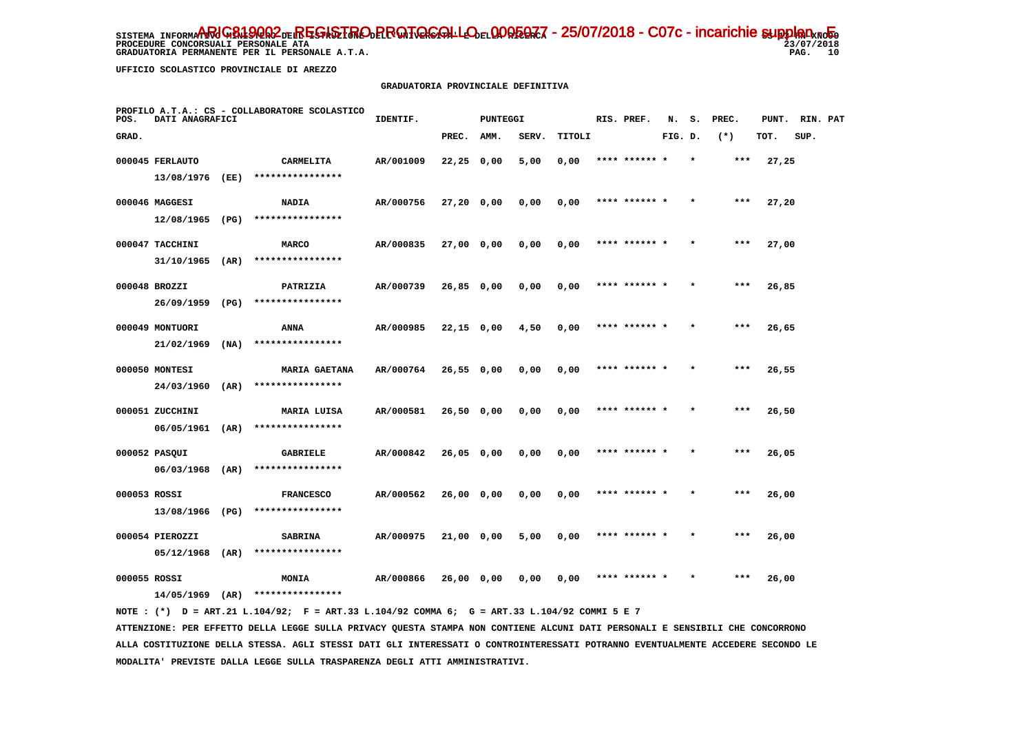SISTEMA INFORMATIVO MINISTERO DELL'ISTRUZIONE DELL'UNIVERSITA' E DELLA RICERCA
PROCEDURE CONCORSUALI PERSONALE ATA
GRADUATORIA PERMANENTE PER IL PERSONALE A.T.A.

ARIC819002 - REGISTRO PROTOCOLLO - 0005077 - 25/07/2018 - C07c - incarichie supplen. - E

UFFICIO SCOLASTICO PROVINCIALE DI AREZZO

## GRADUATORIA PROVINCIALE DEFINITIVA

PROFILO A.T.A.: CS - COLLABORATORE SCOLASTICO

| POS. GRAD. | DATI ANAGRAFICI | | IDENTIF. | PUNTEGGI PREC. | AMM. | SERV. | TITOLI | RIS. PREF. | N. FIG. | S. D. | PREC. (*) | PUNT. TOT. | RIN. SUP. | PAT |
|---|---|---|---|---|---|---|---|---|---|---|---|---|---|---|
| 000045 | FERLAUTO 13/08/1976 (EE) | CARMELITA **************** | AR/001009 | 22,25 | 0,00 | 5,00 | 0,00 | **** ****** | * | * | *** | 27,25 | | |
| 000046 | MAGGESI 12/08/1965 (PG) | NADIA **************** | AR/000756 | 27,20 | 0,00 | 0,00 | 0,00 | **** ****** | * | * | *** | 27,20 | | |
| 000047 | TACCHINI 31/10/1965 (AR) | MARCO **************** | AR/000835 | 27,00 | 0,00 | 0,00 | 0,00 | **** ****** | * | * | *** | 27,00 | | |
| 000048 | BROZZI 26/09/1959 (PG) | PATRIZIA **************** | AR/000739 | 26,85 | 0,00 | 0,00 | 0,00 | **** ****** | * | * | *** | 26,85 | | |
| 000049 | MONTUORI 21/02/1969 (NA) | ANNA **************** | AR/000985 | 22,15 | 0,00 | 4,50 | 0,00 | **** ****** | * | * | *** | 26,65 | | |
| 000050 | MONTESI 24/03/1960 (AR) | MARIA GAETANA **************** | AR/000764 | 26,55 | 0,00 | 0,00 | 0,00 | **** ****** | * | * | *** | 26,55 | | |
| 000051 | ZUCCHINI 06/05/1961 (AR) | MARIA LUISA **************** | AR/000581 | 26,50 | 0,00 | 0,00 | 0,00 | **** ****** | * | * | *** | 26,50 | | |
| 000052 | PASQUI 06/03/1968 (AR) | GABRIELE **************** | AR/000842 | 26,05 | 0,00 | 0,00 | 0,00 | **** ****** | * | * | *** | 26,05 | | |
| 000053 | ROSSI 13/08/1966 (PG) | FRANCESCO **************** | AR/000562 | 26,00 | 0,00 | 0,00 | 0,00 | **** ****** | * | * | *** | 26,00 | | |
| 000054 | PIEROZZI 05/12/1968 (AR) | SABRINA **************** | AR/000975 | 21,00 | 0,00 | 5,00 | 0,00 | **** ****** | * | * | *** | 26,00 | | |
| 000055 | ROSSI 14/05/1969 (AR) | MONIA **************** | AR/000866 | 26,00 | 0,00 | 0,00 | 0,00 | **** ****** | * | * | *** | 26,00 | | |

NOTE : (*) D = ART.21 L.104/92; F = ART.33 L.104/92 COMMA 6; G = ART.33 L.104/92 COMMI 5 E 7

ATTENZIONE: PER EFFETTO DELLA LEGGE SULLA PRIVACY QUESTA STAMPA NON CONTIENE ALCUNI DATI PERSONALI E SENSIBILI CHE CONCORRONO ALLA COSTITUZIONE DELLA STESSA. AGLI STESSI DATI GLI INTERESSATI O CONTROINTERESSATI POTRANNO EVENTUALMENTE ACCEDERE SECONDO LE MODALITA' PREVISTE DALLA LEGGE SULLA TRASPARENZA DEGLI ATTI AMMINISTRATIVI.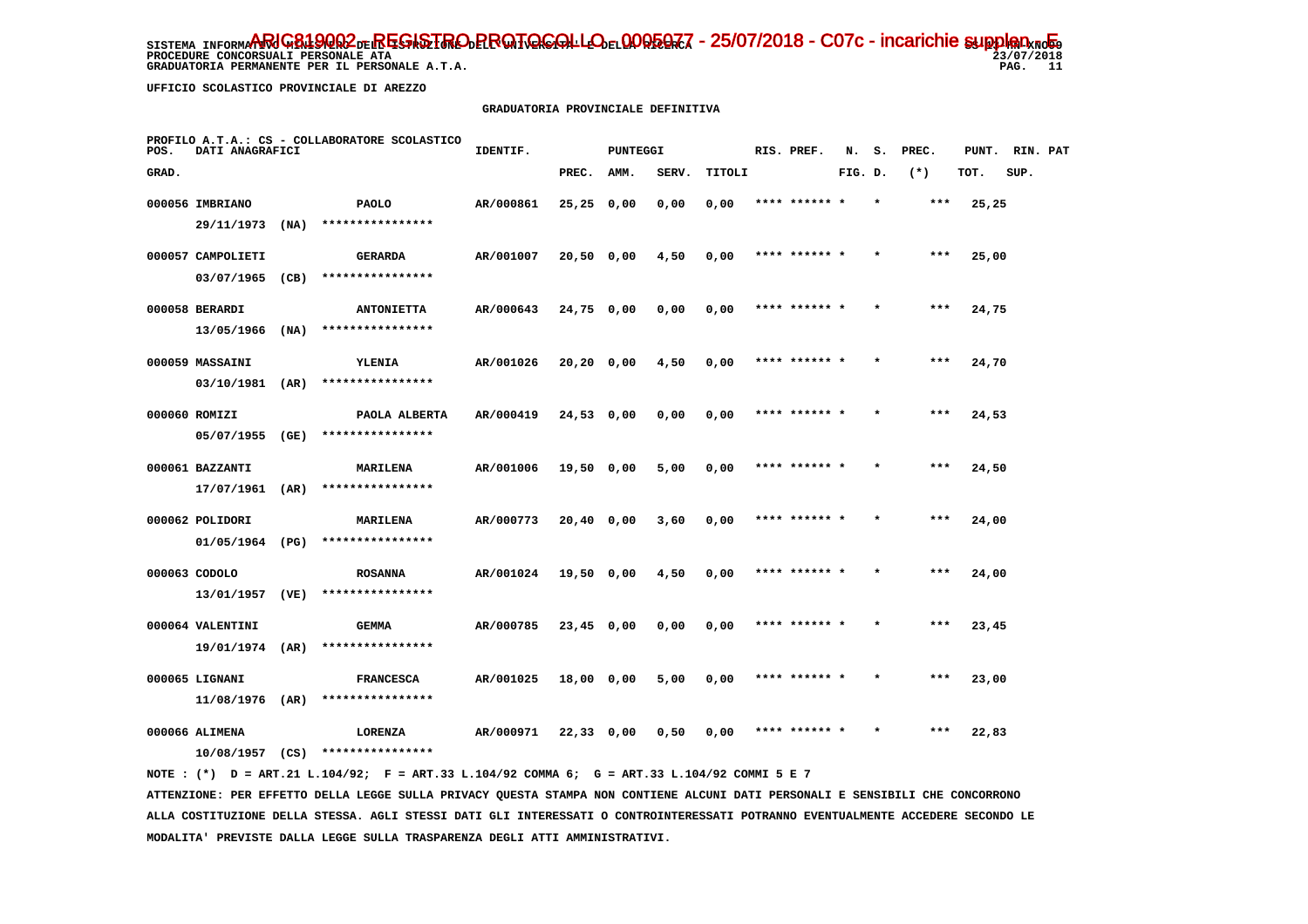SISTEMA INFORMATIVO MINISTERO DELL'ISTRUZIONE DELL'UNIVERSITA' E DELLA RICERCA
PROCEDURE CONCORSUALI PERSONALE ATA
GRADUATORIA PERMANENTE PER IL PERSONALE A.T.A.

ARIC819002 - REGISTRO PROTOCOLLO - 0005077 - 25/07/2018 - C07c - incarichie supplen - E

SS-13-HN-XNO59
23/07/2018

UFFICIO SCOLASTICO PROVINCIALE DI AREZZO

GRADUATORIA PROVINCIALE DEFINITIVA

PROFILO A.T.A.: CS - COLLABORATORE SCOLASTICO

| POS. GRAD. | DATI ANAGRAFICI | | IDENTIF. | PUNTEGGI PREC. | AMM. | SERV. | TITOLI | RIS. PREF. | N. FIG. | S. D. | PREC. (*) | PUNT. TOT. | RIN. SUP. | PAT |
|---|---|---|---|---|---|---|---|---|---|---|---|---|---|---|
| 000056 | IMBRIANO 29/11/1973 (NA) | PAOLO **************** | AR/000861 | 25,25 | 0,00 | 0,00 | 0,00 | **** ****** * | | * | *** | 25,25 | | |
| 000057 | CAMPOLIETI 03/07/1965 (CB) | GERARDA **************** | AR/001007 | 20,50 | 0,00 | 4,50 | 0,00 | **** ****** * | | * | *** | 25,00 | | |
| 000058 | BERARDI 13/05/1966 (NA) | ANTONIETTA **************** | AR/000643 | 24,75 | 0,00 | 0,00 | 0,00 | **** ****** * | | * | *** | 24,75 | | |
| 000059 | MASSAINI 03/10/1981 (AR) | YLENIA **************** | AR/001026 | 20,20 | 0,00 | 4,50 | 0,00 | **** ****** * | | * | *** | 24,70 | | |
| 000060 | ROMIZI 05/07/1955 (GE) | PAOLA ALBERTA **************** | AR/000419 | 24,53 | 0,00 | 0,00 | 0,00 | **** ****** * | | * | *** | 24,53 | | |
| 000061 | BAZZANTI 17/07/1961 (AR) | MARILENA **************** | AR/001006 | 19,50 | 0,00 | 5,00 | 0,00 | **** ****** * | | * | *** | 24,50 | | |
| 000062 | POLIDORI 01/05/1964 (PG) | MARILENA **************** | AR/000773 | 20,40 | 0,00 | 3,60 | 0,00 | **** ****** * | | * | *** | 24,00 | | |
| 000063 | CODOLO 13/01/1957 (VE) | ROSANNA **************** | AR/001024 | 19,50 | 0,00 | 4,50 | 0,00 | **** ****** * | | * | *** | 24,00 | | |
| 000064 | VALENTINI 19/01/1974 (AR) | GEMMA **************** | AR/000785 | 23,45 | 0,00 | 0,00 | 0,00 | **** ****** * | | * | *** | 23,45 | | |
| 000065 | LIGNANI 11/08/1976 (AR) | FRANCESCA **************** | AR/001025 | 18,00 | 0,00 | 5,00 | 0,00 | **** ****** * | | * | *** | 23,00 | | |
| 000066 | ALIMENA 10/08/1957 (CS) | LORENZA **************** | AR/000971 | 22,33 | 0,00 | 0,50 | 0,00 | **** ****** * | | * | *** | 22,83 | | |

NOTE : (*) D = ART.21 L.104/92; F = ART.33 L.104/92 COMMA 6; G = ART.33 L.104/92 COMMI 5 E 7

ATTENZIONE: PER EFFETTO DELLA LEGGE SULLA PRIVACY QUESTA STAMPA NON CONTIENE ALCUNI DATI PERSONALI E SENSIBILI CHE CONCORRONO ALLA COSTITUZIONE DELLA STESSA. AGLI STESSI DATI GLI INTERESSATI O CONTROINTERESSATI POTRANNO EVENTUALMENTE ACCEDERE SECONDO LE MODALITA' PREVISTE DALLA LEGGE SULLA TRASPARENZA DEGLI ATTI AMMINISTRATIVI.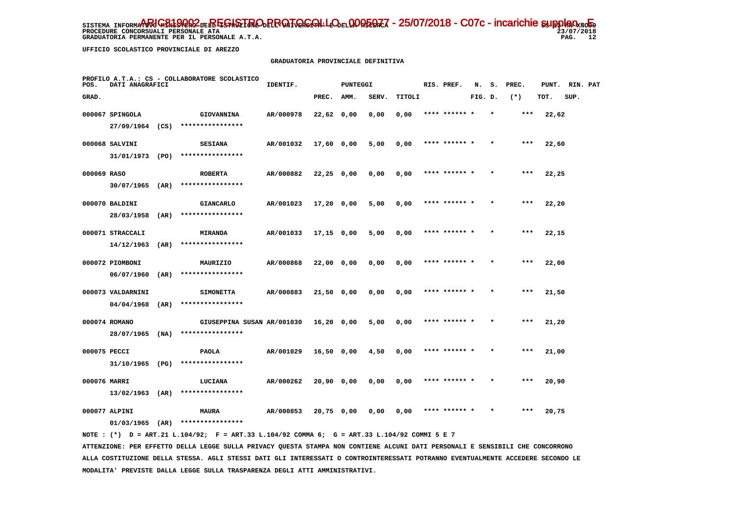UFFICIO SCOLASTICO PROVINCIALE DI AREZZO

GRADUATORIA PROVINCIALE DEFINITIVA

PROFILO A.T.A.: CS - COLLABORATORE SCOLASTICO

| POS. GRAD. | DATI ANAGRAFICI | | | IDENTIF. | PUNTEGGI PREC. | AMM. | SERV. | TITOLI | RIS. PREF. | N. FIG. | S. D. | PREC. (*) | PUNT. TOT. | RIN. SUP. | PAT |
|---|---|---|---|---|---|---|---|---|---|---|---|---|---|---|---|
| 000067 | SPINGOLA | | GIOVANNINA | AR/000978 | 22,62 | 0,00 | 0,00 | 0,00 | **** ****** * | | * | *** | 22,62 | | |
| | 27/09/1964 | (CS) | **************** | | | | | | | | | | | | |
| 000068 | SALVINI | | SESIANA | AR/001032 | 17,60 | 0,00 | 5,00 | 0,00 | **** ****** * | | * | *** | 22,60 | | |
| | 31/01/1973 | (PO) | **************** | | | | | | | | | | | | |
| 000069 | RASO | | ROBERTA | AR/000882 | 22,25 | 0,00 | 0,00 | 0,00 | **** ****** * | | * | *** | 22,25 | | |
| | 30/07/1965 | (AR) | **************** | | | | | | | | | | | | |
| 000070 | BALDINI | | GIANCARLO | AR/001023 | 17,20 | 0,00 | 5,00 | 0,00 | **** ****** * | | * | *** | 22,20 | | |
| | 28/03/1958 | (AR) | **************** | | | | | | | | | | | | |
| 000071 | STRACCALI | | MIRANDA | AR/001033 | 17,15 | 0,00 | 5,00 | 0,00 | **** ****** * | | * | *** | 22,15 | | |
| | 14/12/1963 | (AR) | **************** | | | | | | | | | | | | |
| 000072 | PIOMBONI | | MAURIZIO | AR/000868 | 22,00 | 0,00 | 0,00 | 0,00 | **** ****** * | | * | *** | 22,00 | | |
| | 06/07/1960 | (AR) | **************** | | | | | | | | | | | | |
| 000073 | VALDARNINI | | SIMONETTA | AR/000883 | 21,50 | 0,00 | 0,00 | 0,00 | **** ****** * | | * | *** | 21,50 | | |
| | 04/04/1968 | (AR) | **************** | | | | | | | | | | | | |
| 000074 | ROMANO | | GIUSEPPINA SUSAN | AR/001030 | 16,20 | 0,00 | 5,00 | 0,00 | **** ****** * | | * | *** | 21,20 | | |
| | 28/07/1965 | (NA) | **************** | | | | | | | | | | | | |
| 000075 | PECCI | | PAOLA | AR/001029 | 16,50 | 0,00 | 4,50 | 0,00 | **** ****** * | | * | *** | 21,00 | | |
| | 31/10/1965 | (PG) | **************** | | | | | | | | | | | | |
| 000076 | MARRI | | LUCIANA | AR/000262 | 20,90 | 0,00 | 0,00 | 0,00 | **** ****** * | | * | *** | 20,90 | | |
| | 13/02/1963 | (AR) | **************** | | | | | | | | | | | | |
| 000077 | ALPINI | | MAURA | AR/000853 | 20,75 | 0,00 | 0,00 | 0,00 | **** ****** * | | * | *** | 20,75 | | |
| | 01/03/1965 | (AR) | **************** | | | | | | | | | | | | |

NOTE : (*) D = ART.21 L.104/92; F = ART.33 L.104/92 COMMA 6; G = ART.33 L.104/92 COMMI 5 E 7

ATTENZIONE: PER EFFETTO DELLA LEGGE SULLA PRIVACY QUESTA STAMPA NON CONTIENE ALCUNI DATI PERSONALI E SENSIBILI CHE CONCORRONO ALLA COSTITUZIONE DELLA STESSA. AGLI STESSI DATI GLI INTERESSATI O CONTROINTERESSATI POTRANNO EVENTUALMENTE ACCEDERE SECONDO LE MODALITA' PREVISTE DALLA LEGGE SULLA TRASPARENZA DEGLI ATTI AMMINISTRATIVI.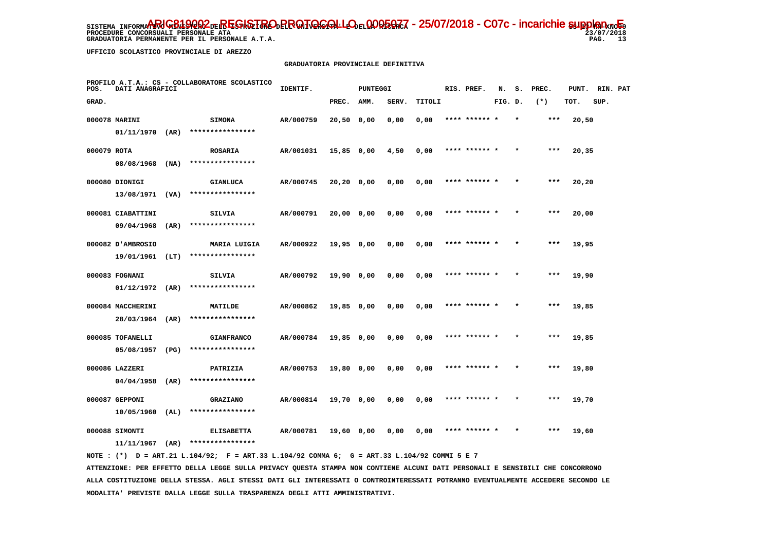SISTEMA INFORMATIVO MINISTERO DELL'ISTRUZIONE DELL'UNIVERSITA' E DELLA RICERCA - ARIC819002 - REGISTRO PROTOCOLLO - 0005077 - 25/07/2018 - C07c - incarichie supplen. - E

PROCEDURE CONCORSUALI PERSONALE ATA 23/07/2018

GRADUATORIA PERMANENTE PER IL PERSONALE A.T.A.

UFFICIO SCOLASTICO PROVINCIALE DI AREZZO

GRADUATORIA PROVINCIALE DEFINITIVA

PROFILO A.T.A.: CS - COLLABORATORE SCOLASTICO

| POS. GRAD. | DATI ANAGRAFICI | | IDENTIF. | PUNTEGGI PREC. | AMM. | SERV. | TITOLI | RIS. PREF. | N. S. FIG. D. | PREC. (*) | PUNT. TOT. | RIN. PAT SUP. |
|---|---|---|---|---|---|---|---|---|---|---|---|---|
| 000078 | MARINI 01/11/1970 (AR) | SIMONA **************** | AR/000759 | 20,50 | 0,00 | 0,00 | 0,00 | **** ****** * | * | *** | 20,50 | |
| 000079 | ROTA 08/08/1968 (NA) | ROSARIA **************** | AR/001031 | 15,85 | 0,00 | 4,50 | 0,00 | **** ****** * | * | *** | 20,35 | |
| 000080 | DIONIGI 13/08/1971 (VA) | GIANLUCA **************** | AR/000745 | 20,20 | 0,00 | 0,00 | 0,00 | **** ****** * | * | *** | 20,20 | |
| 000081 | CIABATTINI 09/04/1968 (AR) | SILVIA **************** | AR/000791 | 20,00 | 0,00 | 0,00 | 0,00 | **** ****** * | * | *** | 20,00 | |
| 000082 | D'AMBROSIO 19/01/1961 (LT) | MARIA LUIGIA **************** | AR/000922 | 19,95 | 0,00 | 0,00 | 0,00 | **** ****** * | * | *** | 19,95 | |
| 000083 | FOGNANI 01/12/1972 (AR) | SILVIA **************** | AR/000792 | 19,90 | 0,00 | 0,00 | 0,00 | **** ****** * | * | *** | 19,90 | |
| 000084 | MACCHERINI 28/03/1964 (AR) | MATILDE **************** | AR/000862 | 19,85 | 0,00 | 0,00 | 0,00 | **** ****** * | * | *** | 19,85 | |
| 000085 | TOFANELLI 05/08/1957 (PG) | GIANFRANCO **************** | AR/000784 | 19,85 | 0,00 | 0,00 | 0,00 | **** ****** * | * | *** | 19,85 | |
| 000086 | LAZZERI 04/04/1958 (AR) | PATRIZIA **************** | AR/000753 | 19,80 | 0,00 | 0,00 | 0,00 | **** ****** * | * | *** | 19,80 | |
| 000087 | GEPPONI 10/05/1960 (AL) | GRAZIANO **************** | AR/000814 | 19,70 | 0,00 | 0,00 | 0,00 | **** ****** * | * | *** | 19,70 | |
| 000088 | SIMONTI 11/11/1967 (AR) | ELISABETTA **************** | AR/000781 | 19,60 | 0,00 | 0,00 | 0,00 | **** ****** * | * | *** | 19,60 | |

NOTE : (*) D = ART.21 L.104/92; F = ART.33 L.104/92 COMMA 6; G = ART.33 L.104/92 COMMI 5 E 7

ATTENZIONE: PER EFFETTO DELLA LEGGE SULLA PRIVACY QUESTA STAMPA NON CONTIENE ALCUNI DATI PERSONALI E SENSIBILI CHE CONCORRONO ALLA COSTITUZIONE DELLA STESSA. AGLI STESSI DATI GLI INTERESSATI O CONTROINTERESSATI POTRANNO EVENTUALMENTE ACCEDERE SECONDO LE MODALITA' PREVISTE DALLA LEGGE SULLA TRASPARENZA DEGLI ATTI AMMINISTRATIVI.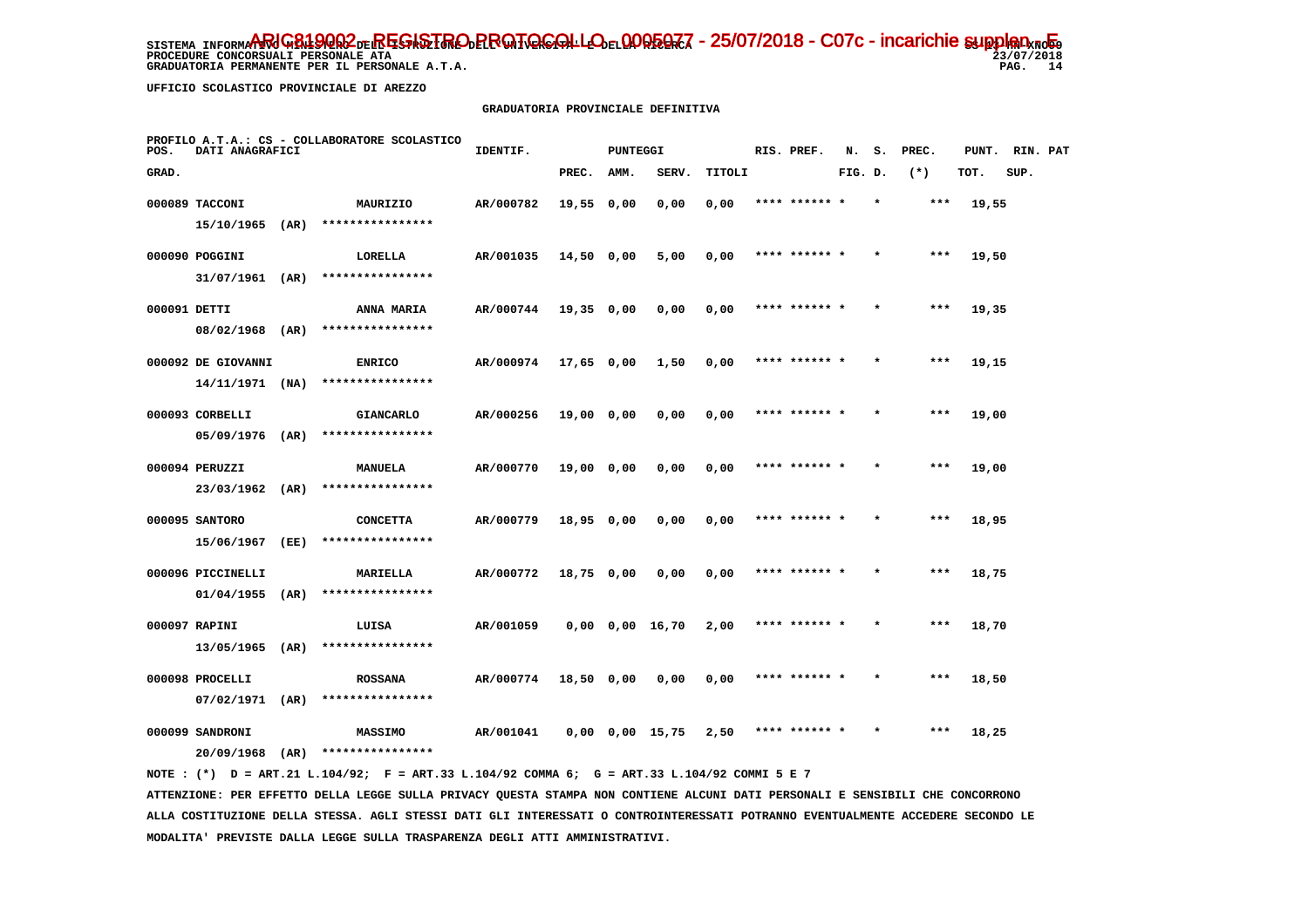UFFICIO SCOLASTICO PROVINCIALE DI AREZZO

GRADUATORIA PROVINCIALE DEFINITIVA

PROFILO A.T.A.: CS - COLLABORATORE SCOLASTICO

| POS. GRAD. | DATI ANAGRAFICI | | IDENTIF. | PUNTEGGI PREC. | AMM. | SERV. | TITOLI | RIS. PREF. | N. FIG. | S. D. | PREC. (*) | PUNT. TOT. | RIN. SUP. | PAT |
|---|---|---|---|---|---|---|---|---|---|---|---|---|---|---|
| 000089 | TACCONI 15/10/1965 (AR) | MAURIZIO **************** | AR/000782 | 19,55 | 0,00 | 0,00 | 0,00 | **** ****** | * | * | *** | 19,55 | | |
| 000090 | POGGINI 31/07/1961 (AR) | LORELLA **************** | AR/001035 | 14,50 | 0,00 | 5,00 | 0,00 | **** ****** | * | * | *** | 19,50 | | |
| 000091 | DETTI 08/02/1968 (AR) | ANNA MARIA **************** | AR/000744 | 19,35 | 0,00 | 0,00 | 0,00 | **** ****** | * | * | *** | 19,35 | | |
| 000092 | DE GIOVANNI 14/11/1971 (NA) | ENRICO **************** | AR/000974 | 17,65 | 0,00 | 1,50 | 0,00 | **** ****** | * | * | *** | 19,15 | | |
| 000093 | CORBELLI 05/09/1976 (AR) | GIANCARLO **************** | AR/000256 | 19,00 | 0,00 | 0,00 | 0,00 | **** ****** | * | * | *** | 19,00 | | |
| 000094 | PERUZZI 23/03/1962 (AR) | MANUELA **************** | AR/000770 | 19,00 | 0,00 | 0,00 | 0,00 | **** ****** | * | * | *** | 19,00 | | |
| 000095 | SANTORO 15/06/1967 (EE) | CONCETTA **************** | AR/000779 | 18,95 | 0,00 | 0,00 | 0,00 | **** ****** | * | * | *** | 18,95 | | |
| 000096 | PICCINELLI 01/04/1955 (AR) | MARIELLA **************** | AR/000772 | 18,75 | 0,00 | 0,00 | 0,00 | **** ****** | * | * | *** | 18,75 | | |
| 000097 | RAPINI 13/05/1965 (AR) | LUISA **************** | AR/001059 | 0,00 | 0,00 | 16,70 | 2,00 | **** ****** | * | * | *** | 18,70 | | |
| 000098 | PROCELLI 07/02/1971 (AR) | ROSSANA **************** | AR/000774 | 18,50 | 0,00 | 0,00 | 0,00 | **** ****** | * | * | *** | 18,50 | | |
| 000099 | SANDRONI 20/09/1968 (AR) | MASSIMO **************** | AR/001041 | 0,00 | 0,00 | 15,75 | 2,50 | **** ****** | * | * | *** | 18,25 | | |

NOTE : (*) D = ART.21 L.104/92; F = ART.33 L.104/92 COMMA 6; G = ART.33 L.104/92 COMMI 5 E 7

ATTENZIONE: PER EFFETTO DELLA LEGGE SULLA PRIVACY QUESTA STAMPA NON CONTIENE ALCUNI DATI PERSONALI E SENSIBILI CHE CONCORRONO ALLA COSTITUZIONE DELLA STESSA. AGLI STESSI DATI GLI INTERESSATI O CONTROINTERESSATI POTRANNO EVENTUALMENTE ACCEDERE SECONDO LE MODALITA' PREVISTE DALLA LEGGE SULLA TRASPARENZA DEGLI ATTI AMMINISTRATIVI.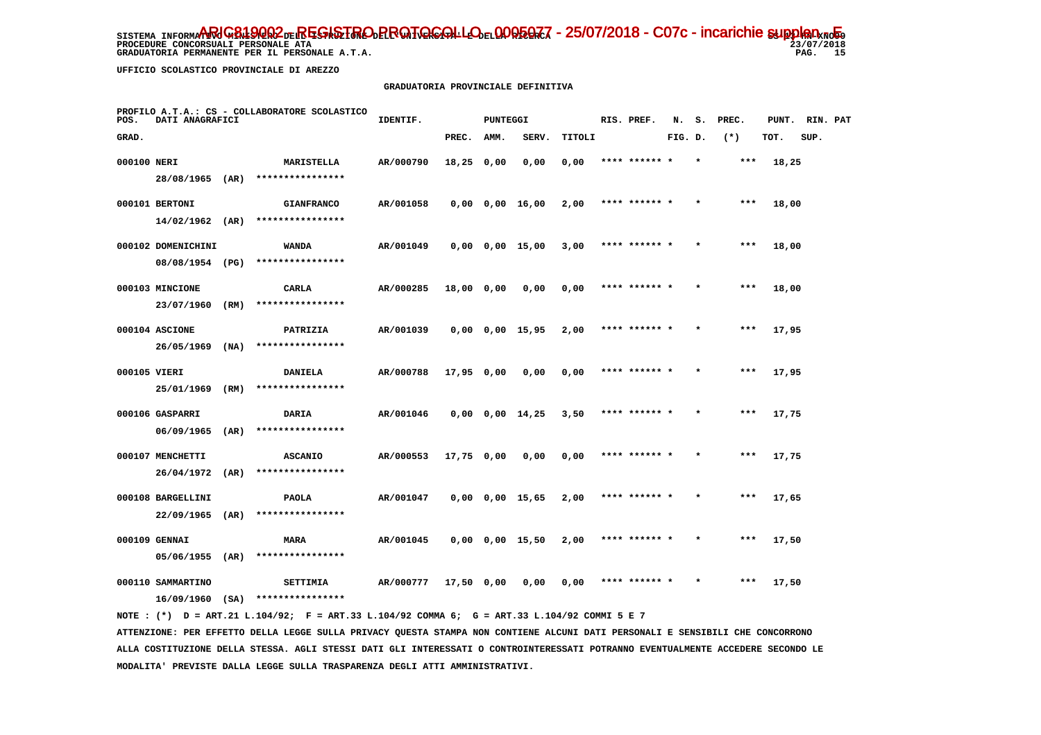SISTEMA INFORMATIVO MINISTERO DELL'ISTRUZIONE DELL'UNIVERSITA' E DELLA RICERCA

ARIC819002 - REGISTRO PROTOCOLLO - 0005077 - 25/07/2018 - C07c - incarichie supplen - E

PROCEDURE CONCORSUALI PERSONALE ATA

GRADUATORIA PERMANENTE PER IL PERSONALE A.T.A.

23/07/2018

UFFICIO SCOLASTICO PROVINCIALE DI AREZZO

GRADUATORIA PROVINCIALE DEFINITIVA

PROFILO A.T.A.: CS - COLLABORATORE SCOLASTICO

| POS. GRAD. | DATI ANAGRAFICI | | IDENTIF. | PUNTEGGI PREC. | AMM. | SERV. | TITOLI | RIS. PREF. | N. FIG. | S. D. | PREC. (*) | PUNT. TOT. | RIN. SUP. | PAT |
|---|---|---|---|---|---|---|---|---|---|---|---|---|---|---|
| 000100 | NERI 28/08/1965 (AR) | MARISTELLA **************** | AR/000790 | 18,25 | 0,00 | 0,00 | 0,00 | **** ****** | * | * | *** | 18,25 | | |
| 000101 | BERTONI 14/02/1962 (AR) | GIANFRANCO **************** | AR/001058 | 0,00 | 0,00 | 16,00 | 2,00 | **** ****** | * | * | *** | 18,00 | | |
| 000102 | DOMENICHINI 08/08/1954 (PG) | WANDA **************** | AR/001049 | 0,00 | 0,00 | 15,00 | 3,00 | **** ****** | * | * | *** | 18,00 | | |
| 000103 | MINCIONE 23/07/1960 (RM) | CARLA **************** | AR/000285 | 18,00 | 0,00 | 0,00 | 0,00 | **** ****** | * | * | *** | 18,00 | | |
| 000104 | ASCIONE 26/05/1969 (NA) | PATRIZIA **************** | AR/001039 | 0,00 | 0,00 | 15,95 | 2,00 | **** ****** | * | * | *** | 17,95 | | |
| 000105 | VIERI 25/01/1969 (RM) | DANIELA **************** | AR/000788 | 17,95 | 0,00 | 0,00 | 0,00 | **** ****** | * | * | *** | 17,95 | | |
| 000106 | GASPARRI 06/09/1965 (AR) | DARIA **************** | AR/001046 | 0,00 | 0,00 | 14,25 | 3,50 | **** ****** | * | * | *** | 17,75 | | |
| 000107 | MENCHETTI 26/04/1972 (AR) | ASCANIO **************** | AR/000553 | 17,75 | 0,00 | 0,00 | 0,00 | **** ****** | * | * | *** | 17,75 | | |
| 000108 | BARGELLINI 22/09/1965 (AR) | PAOLA **************** | AR/001047 | 0,00 | 0,00 | 15,65 | 2,00 | **** ****** | * | * | *** | 17,65 | | |
| 000109 | GENNAI 05/06/1955 (AR) | MARA **************** | AR/001045 | 0,00 | 0,00 | 15,50 | 2,00 | **** ****** | * | * | *** | 17,50 | | |
| 000110 | SAMMARTINO 16/09/1960 (SA) | SETTIMIA **************** | AR/000777 | 17,50 | 0,00 | 0,00 | 0,00 | **** ****** | * | * | *** | 17,50 | | |

NOTE : (*) D = ART.21 L.104/92; F = ART.33 L.104/92 COMMA 6; G = ART.33 L.104/92 COMMI 5 E 7

ATTENZIONE: PER EFFETTO DELLA LEGGE SULLA PRIVACY QUESTA STAMPA NON CONTIENE ALCUNI DATI PERSONALI E SENSIBILI CHE CONCORRONO ALLA COSTITUZIONE DELLA STESSA. AGLI STESSI DATI GLI INTERESSATI O CONTROINTERESSATI POTRANNO EVENTUALMENTE ACCEDERE SECONDO LE MODALITA' PREVISTE DALLA LEGGE SULLA TRASPARENZA DEGLI ATTI AMMINISTRATIVI.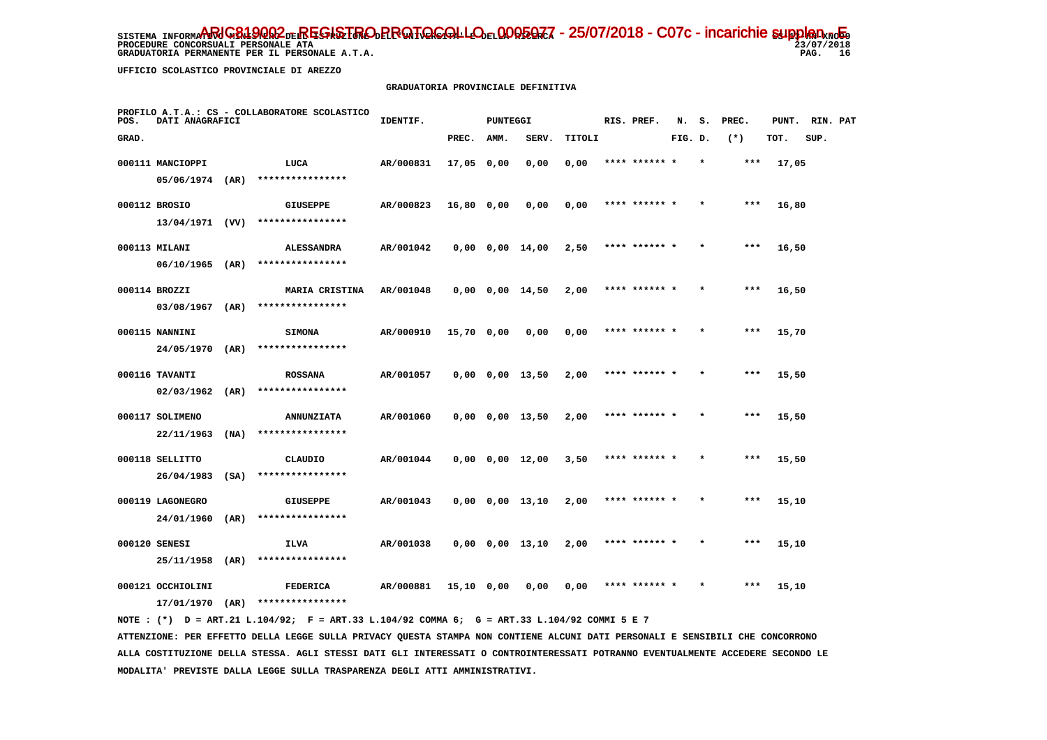SISTEMA INFORMATIVO MINISTERO DELL'ISTRUZIONE DELL'UNIVERSITA' E DELLA RICERCA
PROCEDURE CONCORSUALI PERSONALE ATA
GRADUATORIA PERMANENTE PER IL PERSONALE A.T.A.

ARIC819002 - REGISTRO PROTOCOLLO - 0005077 - 25/07/2018 - C07c - incarichie supplen. - E

UFFICIO SCOLASTICO PROVINCIALE DI AREZZO

GRADUATORIA PROVINCIALE DEFINITIVA

PROFILO A.T.A.: CS - COLLABORATORE SCOLASTICO

| POS. GRAD. | DATI ANAGRAFICI | | IDENTIF. | PUNTEGGI PREC. | AMM. | SERV. | TITOLI | RIS. PREF. | N. S. FIG. D. | PREC. (*) | PUNT. TOT. | RIN. PAT SUP. |
|---|---|---|---|---|---|---|---|---|---|---|---|---|
| 000111 | MANCIOPPI 05/06/1974 (AR) | LUCA **************** | AR/000831 | 17,05 | 0,00 | 0,00 | 0,00 | **** ****** * | * | *** | 17,05 | |
| 000112 | BROSIO 13/04/1971 (VV) | GIUSEPPE **************** | AR/000823 | 16,80 | 0,00 | 0,00 | 0,00 | **** ****** * | * | *** | 16,80 | |
| 000113 | MILANI 06/10/1965 (AR) | ALESSANDRA **************** | AR/001042 | 0,00 | 0,00 | 14,00 | 2,50 | **** ****** * | * | *** | 16,50 | |
| 000114 | BROZZI 03/08/1967 (AR) | MARIA CRISTINA **************** | AR/001048 | 0,00 | 0,00 | 14,50 | 2,00 | **** ****** * | * | *** | 16,50 | |
| 000115 | NANNINI 24/05/1970 (AR) | SIMONA **************** | AR/000910 | 15,70 | 0,00 | 0,00 | 0,00 | **** ****** * | * | *** | 15,70 | |
| 000116 | TAVANTI 02/03/1962 (AR) | ROSSANA **************** | AR/001057 | 0,00 | 0,00 | 13,50 | 2,00 | **** ****** * | * | *** | 15,50 | |
| 000117 | SOLIMENO 22/11/1963 (NA) | ANNUNZIATA **************** | AR/001060 | 0,00 | 0,00 | 13,50 | 2,00 | **** ****** * | * | *** | 15,50 | |
| 000118 | SELLITTO 26/04/1983 (SA) | CLAUDIO **************** | AR/001044 | 0,00 | 0,00 | 12,00 | 3,50 | **** ****** * | * | *** | 15,50 | |
| 000119 | LAGONEGRO 24/01/1960 (AR) | GIUSEPPE **************** | AR/001043 | 0,00 | 0,00 | 13,10 | 2,00 | **** ****** * | * | *** | 15,10 | |
| 000120 | SENESI 25/11/1958 (AR) | ILVA **************** | AR/001038 | 0,00 | 0,00 | 13,10 | 2,00 | **** ****** * | * | *** | 15,10 | |
| 000121 | OCCHIOLINI 17/01/1970 (AR) | FEDERICA **************** | AR/000881 | 15,10 | 0,00 | 0,00 | 0,00 | **** ****** * | * | *** | 15,10 | |

NOTE : (*) D = ART.21 L.104/92; F = ART.33 L.104/92 COMMA 6; G = ART.33 L.104/92 COMMI 5 E 7

ATTENZIONE: PER EFFETTO DELLA LEGGE SULLA PRIVACY QUESTA STAMPA NON CONTIENE ALCUNI DATI PERSONALI E SENSIBILI CHE CONCORRONO ALLA COSTITUZIONE DELLA STESSA. AGLI STESSI DATI GLI INTERESSATI O CONTROINTERESSATI POTRANNO EVENTUALMENTE ACCEDERE SECONDO LE MODALITA' PREVISTE DALLA LEGGE SULLA TRASPARENZA DEGLI ATTI AMMINISTRATIVI.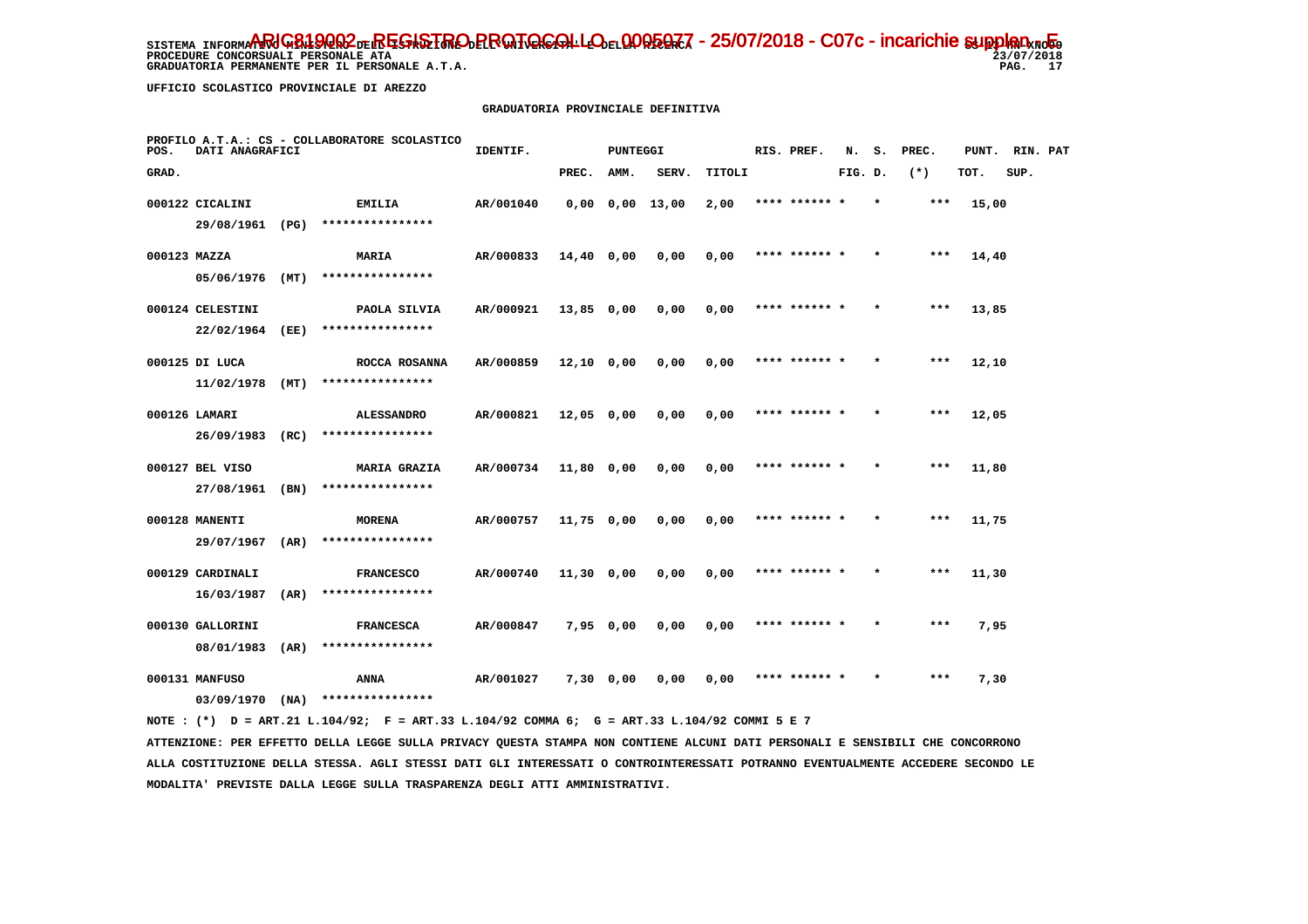SISTEMA INFORMATIVO MINISTERO DELL'ISTRUZIONE DELL'UNIVERSITA' E DELLA RICERCA
PROCEDURE CONCORSUALI PERSONALE ATA
GRADUATORIA PERMANENTE PER IL PERSONALE A.T.A.

ARIC819002 - REGISTRO PROTOCOLLO - 0005077 - 25/07/2018 - C07c - incarichie supplen - E

23/07/2018

UFFICIO SCOLASTICO PROVINCIALE DI AREZZO

GRADUATORIA PROVINCIALE DEFINITIVA

PROFILO A.T.A.: CS - COLLABORATORE SCOLASTICO

| POS. GRAD. | DATI ANAGRAFICI | | IDENTIF. | PUNTEGGI PREC. | AMM. | SERV. | TITOLI | RIS. PREF. | N. S. FIG. D. | PREC. (*) | PUNT. TOT. | RIN. PAT SUP. |
|---|---|---|---|---|---|---|---|---|---|---|---|---|
| 000122 | CICALINI 29/08/1961 (PG) | EMILIA **************** | AR/001040 | 0,00 | 0,00 | 13,00 | 2,00 | **** ****** * | * | *** | 15,00 | |
| 000123 | MAZZA 05/06/1976 (MT) | MARIA **************** | AR/000833 | 14,40 | 0,00 | 0,00 | 0,00 | **** ****** * | * | *** | 14,40 | |
| 000124 | CELESTINI 22/02/1964 (EE) | PAOLA SILVIA **************** | AR/000921 | 13,85 | 0,00 | 0,00 | 0,00 | **** ****** * | * | *** | 13,85 | |
| 000125 | DI LUCA 11/02/1978 (MT) | ROCCA ROSANNA **************** | AR/000859 | 12,10 | 0,00 | 0,00 | 0,00 | **** ****** * | * | *** | 12,10 | |
| 000126 | LAMARI 26/09/1983 (RC) | ALESSANDRO **************** | AR/000821 | 12,05 | 0,00 | 0,00 | 0,00 | **** ****** * | * | *** | 12,05 | |
| 000127 | BEL VISO 27/08/1961 (BN) | MARIA GRAZIA **************** | AR/000734 | 11,80 | 0,00 | 0,00 | 0,00 | **** ****** * | * | *** | 11,80 | |
| 000128 | MANENTI 29/07/1967 (AR) | MORENA **************** | AR/000757 | 11,75 | 0,00 | 0,00 | 0,00 | **** ****** * | * | *** | 11,75 | |
| 000129 | CARDINALI 16/03/1987 (AR) | FRANCESCO **************** | AR/000740 | 11,30 | 0,00 | 0,00 | 0,00 | **** ****** * | * | *** | 11,30 | |
| 000130 | GALLORINI 08/01/1983 (AR) | FRANCESCA **************** | AR/000847 | 7,95 | 0,00 | 0,00 | 0,00 | **** ****** * | * | *** | 7,95 | |
| 000131 | MANFUSO 03/09/1970 (NA) | ANNA **************** | AR/001027 | 7,30 | 0,00 | 0,00 | 0,00 | **** ****** * | * | *** | 7,30 | |

NOTE : (*) D = ART.21 L.104/92; F = ART.33 L.104/92 COMMA 6; G = ART.33 L.104/92 COMMI 5 E 7

ATTENZIONE: PER EFFETTO DELLA LEGGE SULLA PRIVACY QUESTA STAMPA NON CONTIENE ALCUNI DATI PERSONALI E SENSIBILI CHE CONCORRONO ALLA COSTITUZIONE DELLA STESSA. AGLI STESSI DATI GLI INTERESSATI O CONTROINTERESSATI POTRANNO EVENTUALMENTE ACCEDERE SECONDO LE MODALITA' PREVISTE DALLA LEGGE SULLA TRASPARENZA DEGLI ATTI AMMINISTRATIVI.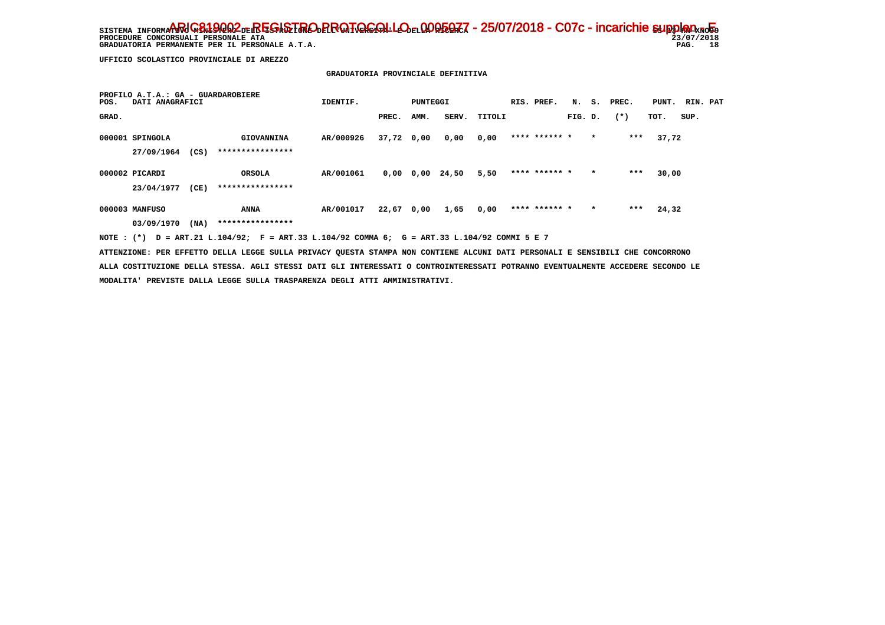UFFICIO SCOLASTICO PROVINCIALE DI AREZZO

GRADUATORIA PROVINCIALE DEFINITIVA

PROFILO A.T.A.: GA - GUARDAROBIERE

| POS. GRAD. | DATI ANAGRAFICI | | IDENTIF. | PUNTEGGI PREC. | AMM. | SERV. | TITOLI | RIS. PREF. | N. FIG. | S. D. | PREC. (*) | PUNT. TOT. | RIN. SUP. | PAT |
|---|---|---|---|---|---|---|---|---|---|---|---|---|---|---|
| 000001 | SPINGOLA 27/09/1964 (CS) | GIOVANNINA **************** | AR/000926 | 37,72 | 0,00 | 0,00 | 0,00 | **** ****** * | | * | *** | 37,72 | | |
| 000002 | PICARDI 23/04/1977 (CE) | ORSOLA **************** | AR/001061 | 0,00 | 0,00 | 24,50 | 5,50 | **** ****** * | | * | *** | 30,00 | | |
| 000003 | MANFUSO 03/09/1970 (NA) | ANNA **************** | AR/001017 | 22,67 | 0,00 | 1,65 | 0,00 | **** ****** * | | * | *** | 24,32 | | |

NOTE : (*) D = ART.21 L.104/92; F = ART.33 L.104/92 COMMA 6; G = ART.33 L.104/92 COMMI 5 E 7

ATTENZIONE: PER EFFETTO DELLA LEGGE SULLA PRIVACY QUESTA STAMPA NON CONTIENE ALCUNI DATI PERSONALI E SENSIBILI CHE CONCORRONO ALLA COSTITUZIONE DELLA STESSA. AGLI STESSI DATI GLI INTERESSATI O CONTROINTERESSATI POTRANNO EVENTUALMENTE ACCEDERE SECONDO LE MODALITA' PREVISTE DALLA LEGGE SULLA TRASPARENZA DEGLI ATTI AMMINISTRATIVI.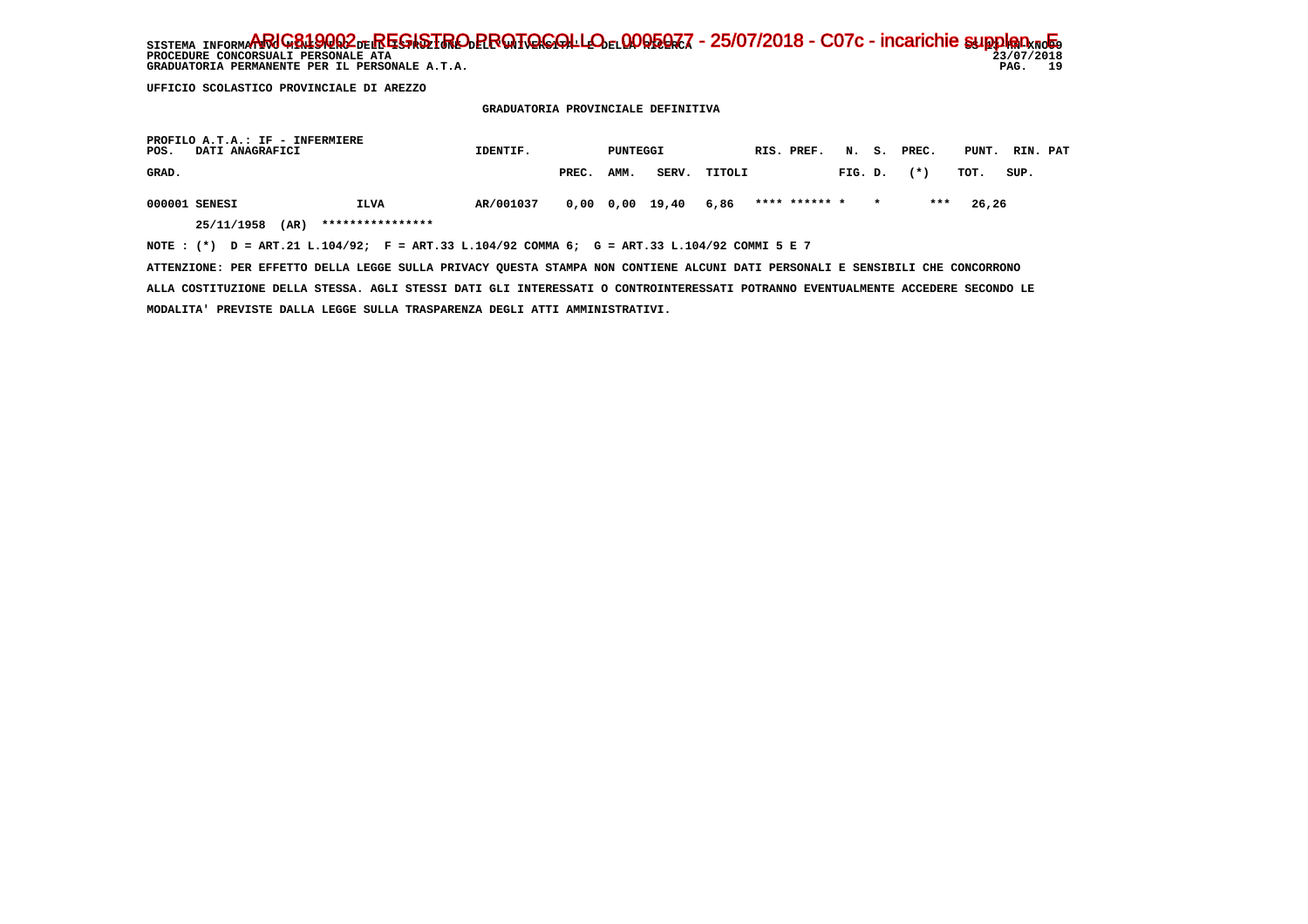UFFICIO SCOLASTICO PROVINCIALE DI AREZZO

GRADUATORIA PROVINCIALE DEFINITIVA

PROFILO A.T.A.: IF - INFERMIERE

| POS. | DATI ANAGRAFICI | | IDENTIF. | PUNTEGGI | | | | RIS. PREF. | N. S. | PREC. | PUNT. | RIN. PAT |
|---|---|---|---|---|---|---|---|---|---|---|---|---|
| GRAD. | | | | PREC. | AMM. | SERV. | TITOLI | | FIG. D. | (*) | TOT. | SUP. |
| 000001 SENESI | | ILVA | AR/001037 | 0,00 | 0,00 | 19,40 | 6,86 | **** ****** * | * | *** | 26,26 | |
| | 25/11/1958 (AR) | **************** | | | | | | | | | | |

NOTE : (*) D = ART.21 L.104/92; F = ART.33 L.104/92 COMMA 6; G = ART.33 L.104/92 COMMI 5 E 7

ATTENZIONE: PER EFFETTO DELLA LEGGE SULLA PRIVACY QUESTA STAMPA NON CONTIENE ALCUNI DATI PERSONALI E SENSIBILI CHE CONCORRONO ALLA COSTITUZIONE DELLA STESSA. AGLI STESSI DATI GLI INTERESSATI O CONTROINTERESSATI POTRANNO EVENTUALMENTE ACCEDERE SECONDO LE MODALITA' PREVISTE DALLA LEGGE SULLA TRASPARENZA DEGLI ATTI AMMINISTRATIVI.